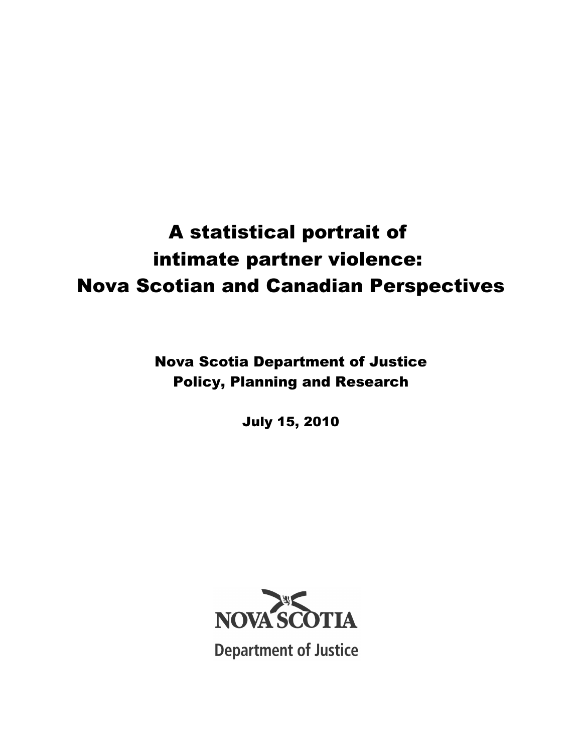# A statistical portrait of intimate partner violence: Nova Scotian and Canadian Perspectives

**Nova Scotia Department of Justice**
**Policy, Planning and Research**

**July 15, 2010**

NOVA SCOTIA
Department of Justice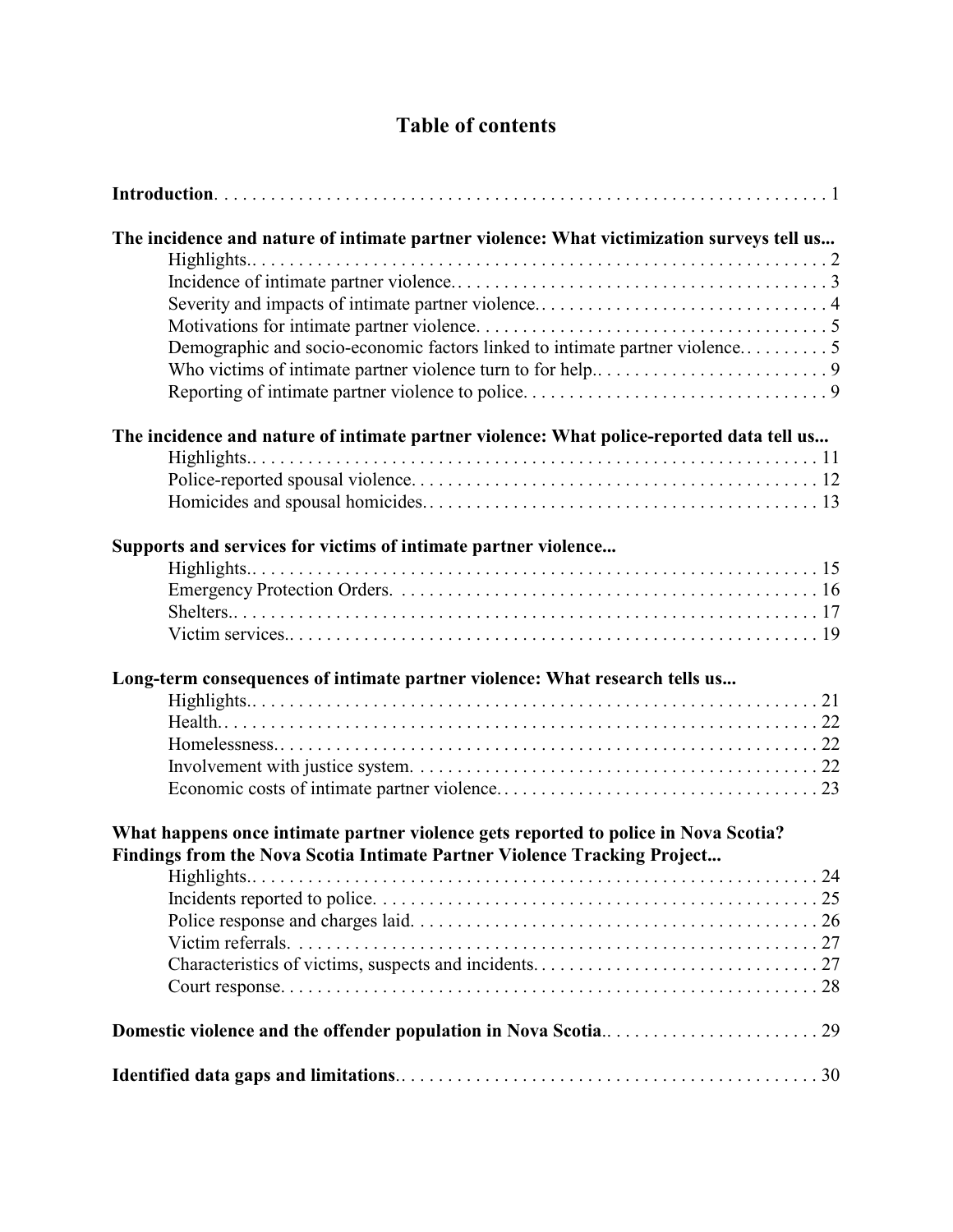# Table of contents

**Introduction** . . . . . . . . . . . . . . . . . . . . . . . . . . . . . . . . . . . . . . . . . . . . . . . . . . . . . . . . . . . . . . . . 1

**The incidence and nature of intimate partner violence: What victimization surveys tell us...**

- Highlights . . . . . . . . . . . . . . . . . . . . . . . . . . . . . . . . . . . . . . . . . . . . . . . . . . . . . . . . . . . . . . 2
- Incidence of intimate partner violence . . . . . . . . . . . . . . . . . . . . . . . . . . . . . . . . . . . . . . . . 3
- Severity and impacts of intimate partner violence . . . . . . . . . . . . . . . . . . . . . . . . . . . . . . . 4
- Motivations for intimate partner violence . . . . . . . . . . . . . . . . . . . . . . . . . . . . . . . . . . . . . 5
- Demographic and socio-economic factors linked to intimate partner violence . . . . . . . . . . 5
- Who victims of intimate partner violence turn to for help . . . . . . . . . . . . . . . . . . . . . . . . . 9
- Reporting of intimate partner violence to police . . . . . . . . . . . . . . . . . . . . . . . . . . . . . . . . 9

**The incidence and nature of intimate partner violence: What police-reported data tell us...**

- Highlights . . . . . . . . . . . . . . . . . . . . . . . . . . . . . . . . . . . . . . . . . . . . . . . . . . . . . . . . . . . . . . 11
- Police-reported spousal violence . . . . . . . . . . . . . . . . . . . . . . . . . . . . . . . . . . . . . . . . . . . 12
- Homicides and spousal homicides . . . . . . . . . . . . . . . . . . . . . . . . . . . . . . . . . . . . . . . . . . 13

**Supports and services for victims of intimate partner violence...**

- Highlights . . . . . . . . . . . . . . . . . . . . . . . . . . . . . . . . . . . . . . . . . . . . . . . . . . . . . . . . . . . . . . 15
- Emergency Protection Orders . . . . . . . . . . . . . . . . . . . . . . . . . . . . . . . . . . . . . . . . . . . . . 16
- Shelters . . . . . . . . . . . . . . . . . . . . . . . . . . . . . . . . . . . . . . . . . . . . . . . . . . . . . . . . . . . . . . . 17
- Victim services . . . . . . . . . . . . . . . . . . . . . . . . . . . . . . . . . . . . . . . . . . . . . . . . . . . . . . . . . 19

**Long-term consequences of intimate partner violence: What research tells us...**

- Highlights . . . . . . . . . . . . . . . . . . . . . . . . . . . . . . . . . . . . . . . . . . . . . . . . . . . . . . . . . . . . . . 21
- Health . . . . . . . . . . . . . . . . . . . . . . . . . . . . . . . . . . . . . . . . . . . . . . . . . . . . . . . . . . . . . . . . 22
- Homelessness . . . . . . . . . . . . . . . . . . . . . . . . . . . . . . . . . . . . . . . . . . . . . . . . . . . . . . . . . . 22
- Involvement with justice system . . . . . . . . . . . . . . . . . . . . . . . . . . . . . . . . . . . . . . . . . . . . 22
- Economic costs of intimate partner violence . . . . . . . . . . . . . . . . . . . . . . . . . . . . . . . . . . . 23

**What happens once intimate partner violence gets reported to police in Nova Scotia? Findings from the Nova Scotia Intimate Partner Violence Tracking Project...**

- Highlights . . . . . . . . . . . . . . . . . . . . . . . . . . . . . . . . . . . . . . . . . . . . . . . . . . . . . . . . . . . . . . 24
- Incidents reported to police . . . . . . . . . . . . . . . . . . . . . . . . . . . . . . . . . . . . . . . . . . . . . . . . 25
- Police response and charges laid . . . . . . . . . . . . . . . . . . . . . . . . . . . . . . . . . . . . . . . . . . . . 26
- Victim referrals . . . . . . . . . . . . . . . . . . . . . . . . . . . . . . . . . . . . . . . . . . . . . . . . . . . . . . . . . 27
- Characteristics of victims, suspects and incidents . . . . . . . . . . . . . . . . . . . . . . . . . . . . . . . 27
- Court response . . . . . . . . . . . . . . . . . . . . . . . . . . . . . . . . . . . . . . . . . . . . . . . . . . . . . . . . . . 28

**Domestic violence and the offender population in Nova Scotia** . . . . . . . . . . . . . . . . . . . . . . . 29

**Identified data gaps and limitations** . . . . . . . . . . . . . . . . . . . . . . . . . . . . . . . . . . . . . . . . . . . . 30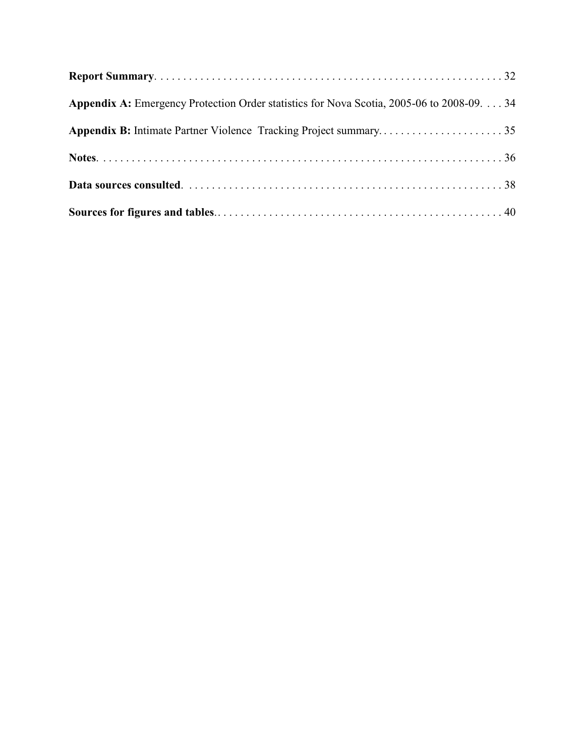**Report Summary**. . . . . . . . . . . . . . . . . . . . . . . . . . . . . . . . . . . . . . . . . . . . . . . . . . . . . . . . . . . . 32

**Appendix A:** Emergency Protection Order statistics for Nova Scotia, 2005-06 to 2008-09. . . . 34

**Appendix B:** Intimate Partner Violence Tracking Project summary. . . . . . . . . . . . . . . . . . . . . . 35

**Notes**. . . . . . . . . . . . . . . . . . . . . . . . . . . . . . . . . . . . . . . . . . . . . . . . . . . . . . . . . . . . . . . . . . . 36

**Data sources consulted**. . . . . . . . . . . . . . . . . . . . . . . . . . . . . . . . . . . . . . . . . . . . . . . . . . . . . . . . 38

**Sources for figures and tables**. . . . . . . . . . . . . . . . . . . . . . . . . . . . . . . . . . . . . . . . . . . . . . . . . 40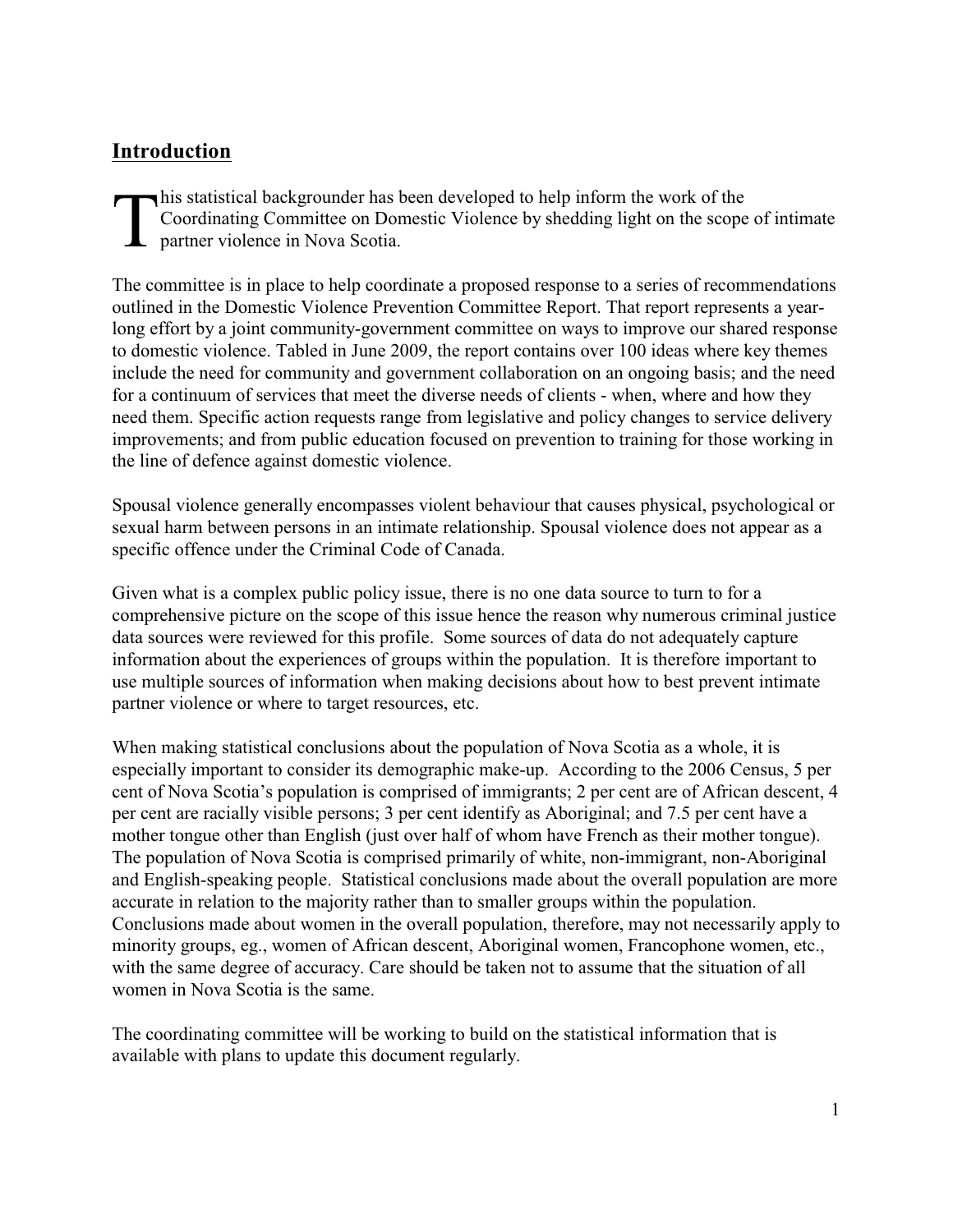## Introduction

This statistical backgrounder has been developed to help inform the work of the Coordinating Committee on Domestic Violence by shedding light on the scope of intimate partner violence in Nova Scotia.

The committee is in place to help coordinate a proposed response to a series of recommendations outlined in the Domestic Violence Prevention Committee Report. That report represents a year-long effort by a joint community-government committee on ways to improve our shared response to domestic violence. Tabled in June 2009, the report contains over 100 ideas where key themes include the need for community and government collaboration on an ongoing basis; and the need for a continuum of services that meet the diverse needs of clients - when, where and how they need them. Specific action requests range from legislative and policy changes to service delivery improvements; and from public education focused on prevention to training for those working in the line of defence against domestic violence.

Spousal violence generally encompasses violent behaviour that causes physical, psychological or sexual harm between persons in an intimate relationship. Spousal violence does not appear as a specific offence under the Criminal Code of Canada.

Given what is a complex public policy issue, there is no one data source to turn to for a comprehensive picture on the scope of this issue hence the reason why numerous criminal justice data sources were reviewed for this profile. Some sources of data do not adequately capture information about the experiences of groups within the population. It is therefore important to use multiple sources of information when making decisions about how to best prevent intimate partner violence or where to target resources, etc.

When making statistical conclusions about the population of Nova Scotia as a whole, it is especially important to consider its demographic make-up. According to the 2006 Census, 5 per cent of Nova Scotia's population is comprised of immigrants; 2 per cent are of African descent, 4 per cent are racially visible persons; 3 per cent identify as Aboriginal; and 7.5 per cent have a mother tongue other than English (just over half of whom have French as their mother tongue). The population of Nova Scotia is comprised primarily of white, non-immigrant, non-Aboriginal and English-speaking people. Statistical conclusions made about the overall population are more accurate in relation to the majority rather than to smaller groups within the population. Conclusions made about women in the overall population, therefore, may not necessarily apply to minority groups, eg., women of African descent, Aboriginal women, Francophone women, etc., with the same degree of accuracy. Care should be taken not to assume that the situation of all women in Nova Scotia is the same.

The coordinating committee will be working to build on the statistical information that is available with plans to update this document regularly.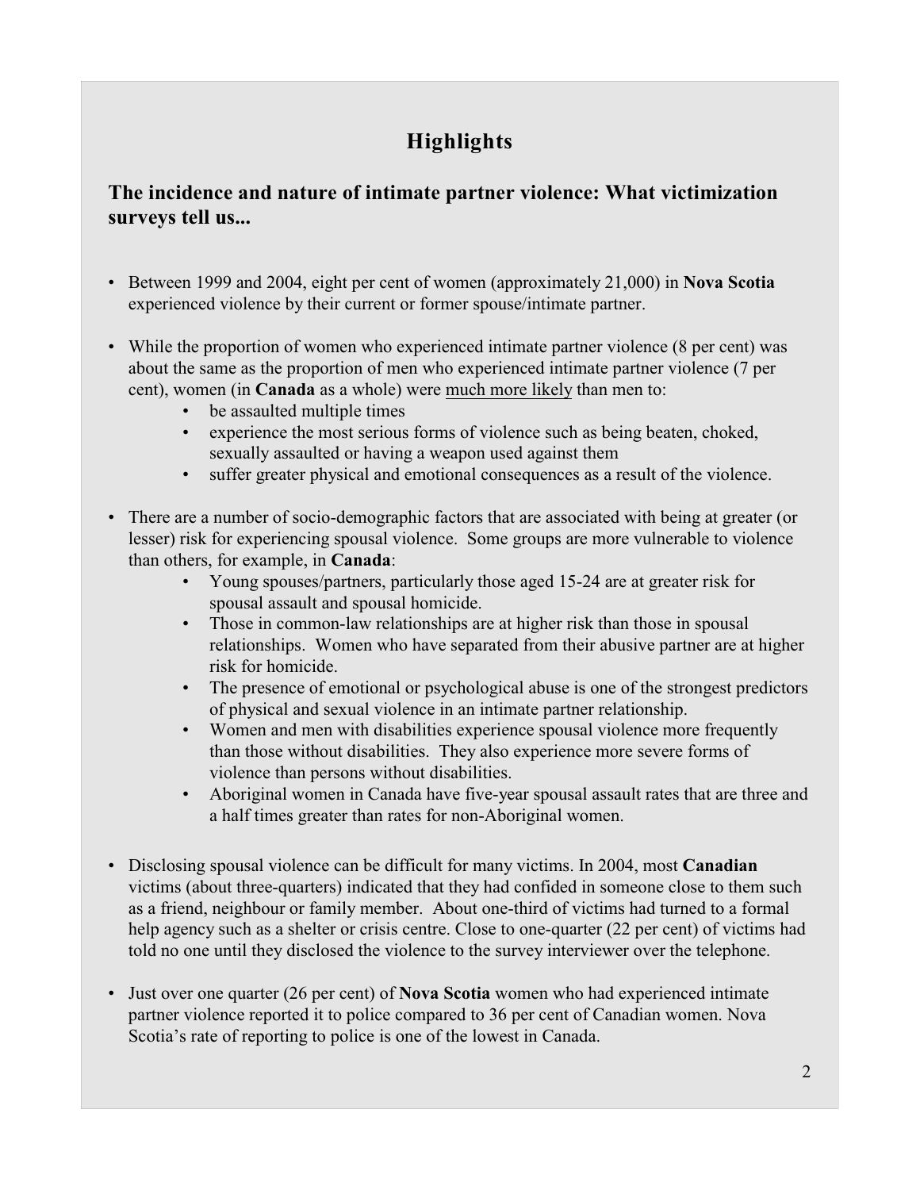# Highlights

## The incidence and nature of intimate partner violence: What victimization surveys tell us...

- Between 1999 and 2004, eight per cent of women (approximately 21,000) in **Nova Scotia** experienced violence by their current or former spouse/intimate partner.

- While the proportion of women who experienced intimate partner violence (8 per cent) was about the same as the proportion of men who experienced intimate partner violence (7 per cent), women (in **Canada** as a whole) were much more likely than men to:
  - be assaulted multiple times
  - experience the most serious forms of violence such as being beaten, choked, sexually assaulted or having a weapon used against them
  - suffer greater physical and emotional consequences as a result of the violence.

- There are a number of socio-demographic factors that are associated with being at greater (or lesser) risk for experiencing spousal violence. Some groups are more vulnerable to violence than others, for example, in **Canada**:
  - Young spouses/partners, particularly those aged 15-24 are at greater risk for spousal assault and spousal homicide.
  - Those in common-law relationships are at higher risk than those in spousal relationships. Women who have separated from their abusive partner are at higher risk for homicide.
  - The presence of emotional or psychological abuse is one of the strongest predictors of physical and sexual violence in an intimate partner relationship.
  - Women and men with disabilities experience spousal violence more frequently than those without disabilities. They also experience more severe forms of violence than persons without disabilities.
  - Aboriginal women in Canada have five-year spousal assault rates that are three and a half times greater than rates for non-Aboriginal women.

- Disclosing spousal violence can be difficult for many victims. In 2004, most **Canadian** victims (about three-quarters) indicated that they had confided in someone close to them such as a friend, neighbour or family member. About one-third of victims had turned to a formal help agency such as a shelter or crisis centre. Close to one-quarter (22 per cent) of victims had told no one until they disclosed the violence to the survey interviewer over the telephone.

- Just over one quarter (26 per cent) of **Nova Scotia** women who had experienced intimate partner violence reported it to police compared to 36 per cent of Canadian women. Nova Scotia's rate of reporting to police is one of the lowest in Canada.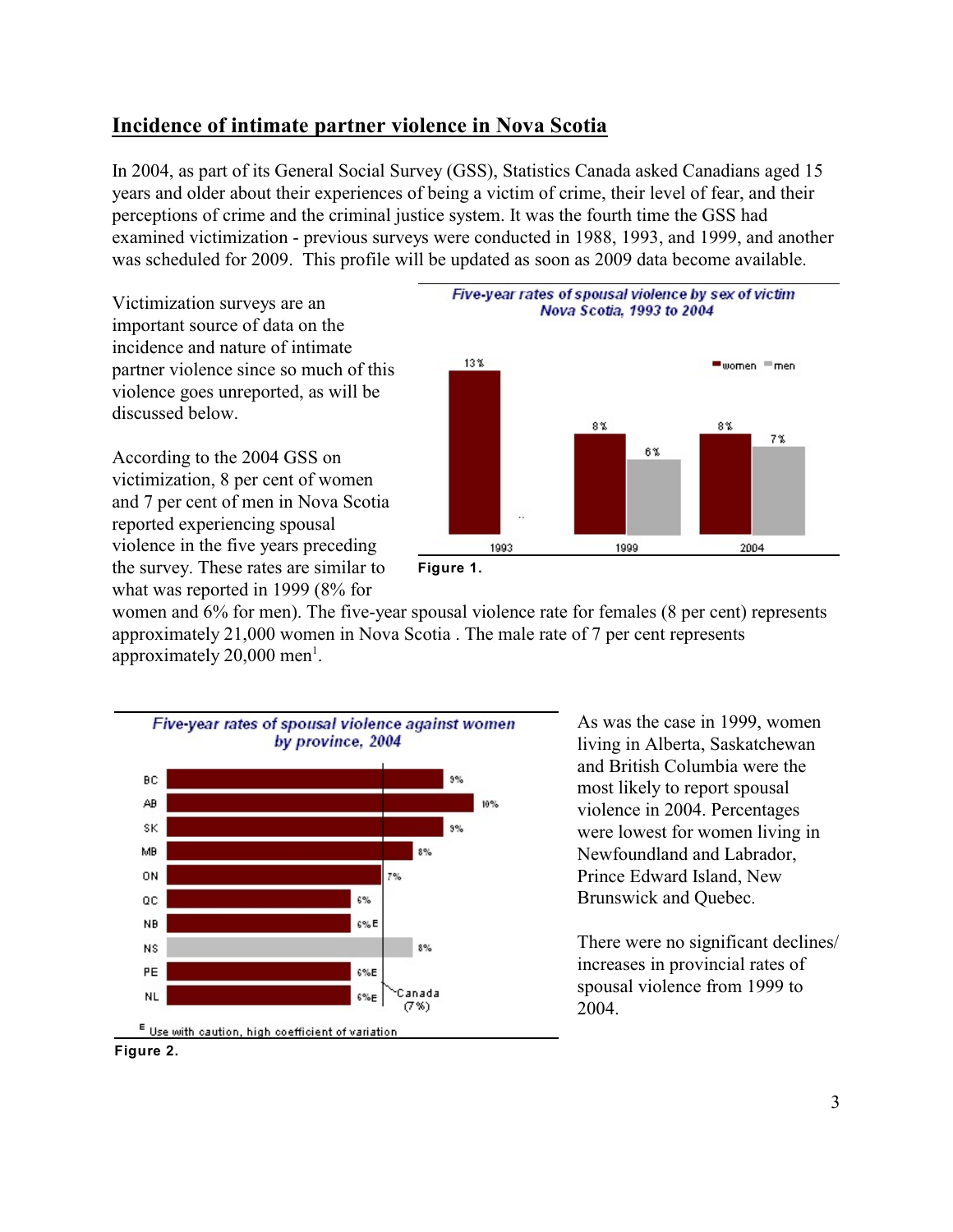## Incidence of intimate partner violence in Nova Scotia

In 2004, as part of its General Social Survey (GSS), Statistics Canada asked Canadians aged 15 years and older about their experiences of being a victim of crime, their level of fear, and their perceptions of crime and the criminal justice system. It was the fourth time the GSS had examined victimization - previous surveys were conducted in 1988, 1993, and 1999, and another was scheduled for 2009. This profile will be updated as soon as 2009 data become available.

Victimization surveys are an important source of data on the incidence and nature of intimate partner violence since so much of this violence goes unreported, as will be discussed below.

According to the 2004 GSS on victimization, 8 per cent of women and 7 per cent of men in Nova Scotia reported experiencing spousal violence in the five years preceding the survey. These rates are similar to what was reported in 1999 (8% for women and 6% for men). The five-year spousal violence rate for females (8 per cent) represents approximately 21,000 women in Nova Scotia . The male rate of 7 per cent represents approximately 20,000 men[1].

**Five-year rates of spousal violence by sex of victim Nova Scotia, 1993 to 2004**

| Year | women | men |
|---|---|---|
| 1993 | 13% | .. |
| 1999 | 8% | 6% |
| 2004 | 8% | 7% |

**Figure 1.**

**Five-year rates of spousal violence against women by province, 2004**

| Province | Rate |
|---|---|
| BC | 9% |
| AB | 10% |
| SK | 9% |
| MB | 8% |
| ON | 7% |
| QC | 6% |
| NB | 6%E |
| NS | 8% |
| PE | 6%E |
| NL | 6%E |
| Canada | (7%) |

E Use with caution, high coefficient of variation

**Figure 2.**

As was the case in 1999, women living in Alberta, Saskatchewan and British Columbia were the most likely to report spousal violence in 2004. Percentages were lowest for women living in Newfoundland and Labrador, Prince Edward Island, New Brunswick and Quebec.

There were no significant declines/ increases in provincial rates of spousal violence from 1999 to 2004.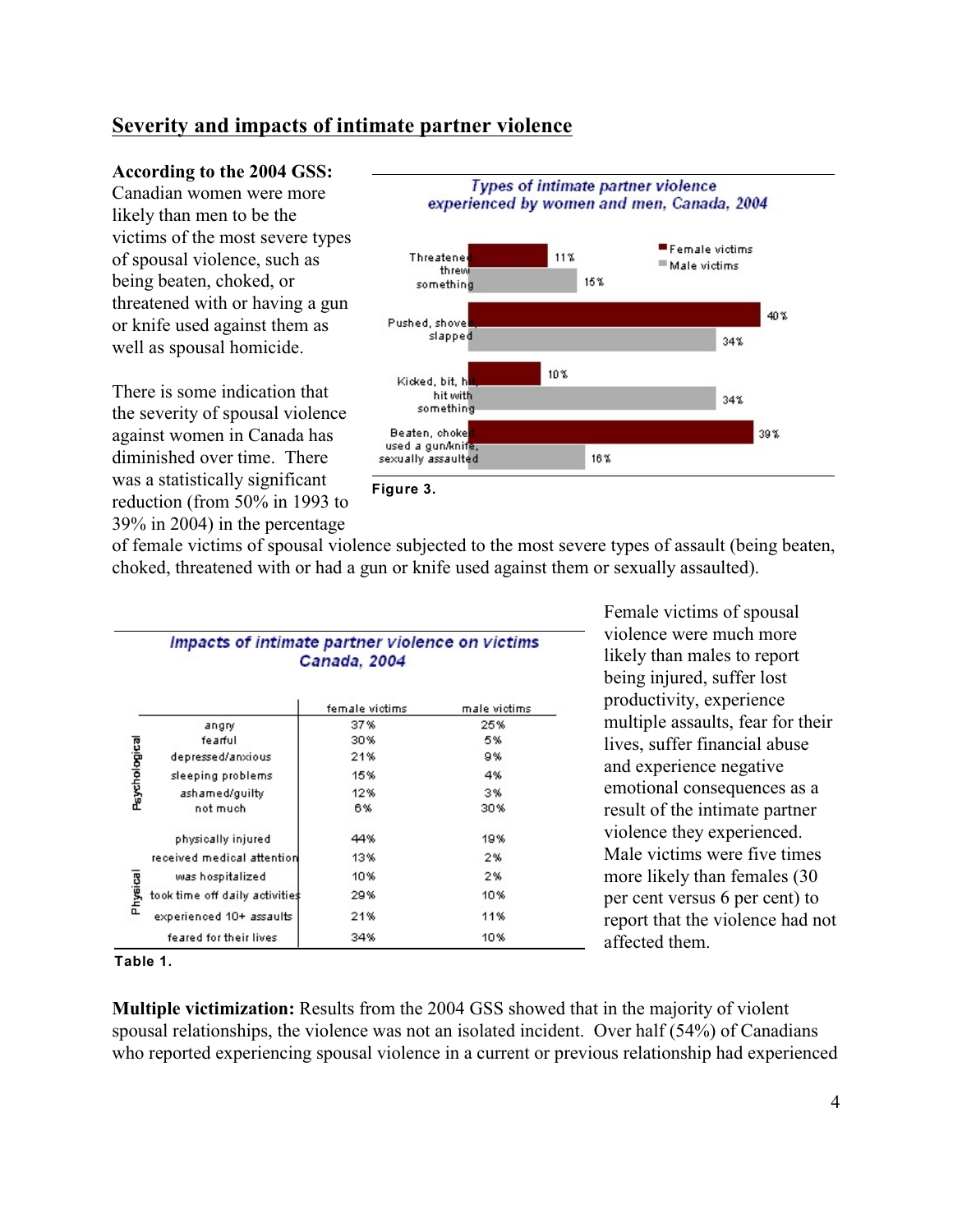## Severity and impacts of intimate partner violence

**According to the 2004 GSS:** Canadian women were more likely than men to be the victims of the most severe types of spousal violence, such as being beaten, choked, or threatened with or having a gun or knife used against them as well as spousal homicide.

There is some indication that the severity of spousal violence against women in Canada has diminished over time. There was a statistically significant reduction (from 50% in 1993 to 39% in 2004) in the percentage of female victims of spousal violence subjected to the most severe types of assault (being beaten, choked, threatened with or had a gun or knife used against them or sexually assaulted).

*Types of intimate partner violence experienced by women and men, Canada, 2004*

| | Female victims | Male victims |
|---|---|---|
| Threatened, threw something | 11% | 15% |
| Pushed, shoved, slapped | 40% | 34% |
| Kicked, bit, hit, hit with something | 10% | 34% |
| Beaten, choked, used a gun/knife, sexually assaulted | 39% | 16% |

**Figure 3.**

*Impacts of intimate partner violence on victims Canada, 2004*

| | | female victims | male victims |
|---|---|---|---|
| Psychological | angry | 37% | 25% |
| | fearful | 30% | 5% |
| | depressed/anxious | 21% | 9% |
| | sleeping problems | 15% | 4% |
| | ashamed/guilty | 12% | 3% |
| | not much | 6% | 30% |
| Physical | physically injured | 44% | 19% |
| | received medical attention | 13% | 2% |
| | was hospitalized | 10% | 2% |
| | took time off daily activities | 29% | 10% |
| | experienced 10+ assaults | 21% | 11% |
| | feared for their lives | 34% | 10% |

**Table 1.**

Female victims of spousal violence were much more likely than males to report being injured, suffer lost productivity, experience multiple assaults, fear for their lives, suffer financial abuse and experience negative emotional consequences as a result of the intimate partner violence they experienced. Male victims were five times more likely than females (30 per cent versus 6 per cent) to report that the violence had not affected them.

**Multiple victimization:** Results from the 2004 GSS showed that in the majority of violent spousal relationships, the violence was not an isolated incident. Over half (54%) of Canadians who reported experiencing spousal violence in a current or previous relationship had experienced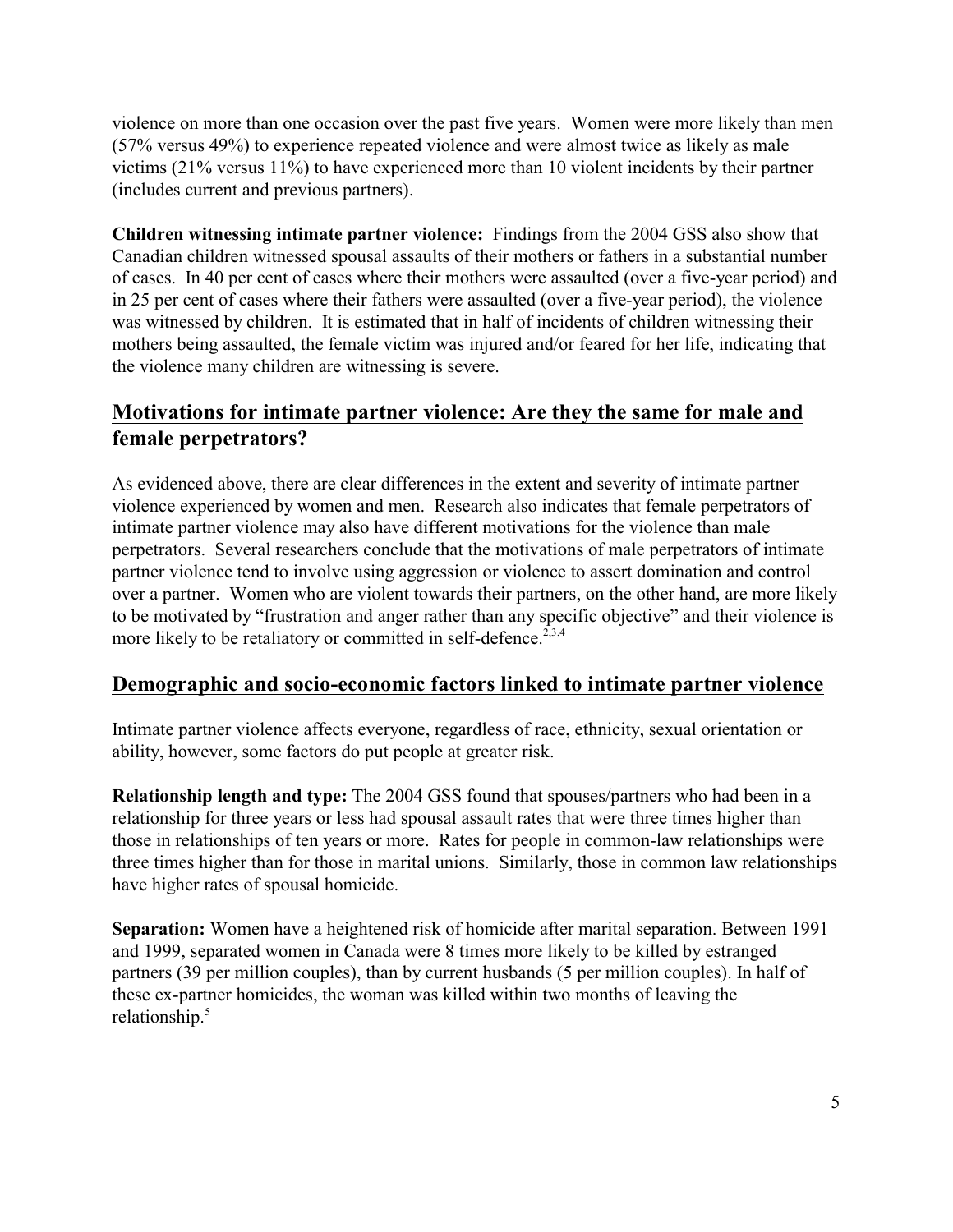violence on more than one occasion over the past five years. Women were more likely than men (57% versus 49%) to experience repeated violence and were almost twice as likely as male victims (21% versus 11%) to have experienced more than 10 violent incidents by their partner (includes current and previous partners).

**Children witnessing intimate partner violence:** Findings from the 2004 GSS also show that Canadian children witnessed spousal assaults of their mothers or fathers in a substantial number of cases. In 40 per cent of cases where their mothers were assaulted (over a five-year period) and in 25 per cent of cases where their fathers were assaulted (over a five-year period), the violence was witnessed by children. It is estimated that in half of incidents of children witnessing their mothers being assaulted, the female victim was injured and/or feared for her life, indicating that the violence many children are witnessing is severe.

## Motivations for intimate partner violence: Are they the same for male and female perpetrators?

As evidenced above, there are clear differences in the extent and severity of intimate partner violence experienced by women and men. Research also indicates that female perpetrators of intimate partner violence may also have different motivations for the violence than male perpetrators. Several researchers conclude that the motivations of male perpetrators of intimate partner violence tend to involve using aggression or violence to assert domination and control over a partner. Women who are violent towards their partners, on the other hand, are more likely to be motivated by "frustration and anger rather than any specific objective" and their violence is more likely to be retaliatory or committed in self-defence.[2,3,4]

## Demographic and socio-economic factors linked to intimate partner violence

Intimate partner violence affects everyone, regardless of race, ethnicity, sexual orientation or ability, however, some factors do put people at greater risk.

**Relationship length and type:** The 2004 GSS found that spouses/partners who had been in a relationship for three years or less had spousal assault rates that were three times higher than those in relationships of ten years or more. Rates for people in common-law relationships were three times higher than for those in marital unions. Similarly, those in common law relationships have higher rates of spousal homicide.

**Separation:** Women have a heightened risk of homicide after marital separation. Between 1991 and 1999, separated women in Canada were 8 times more likely to be killed by estranged partners (39 per million couples), than by current husbands (5 per million couples). In half of these ex-partner homicides, the woman was killed within two months of leaving the relationship.[5]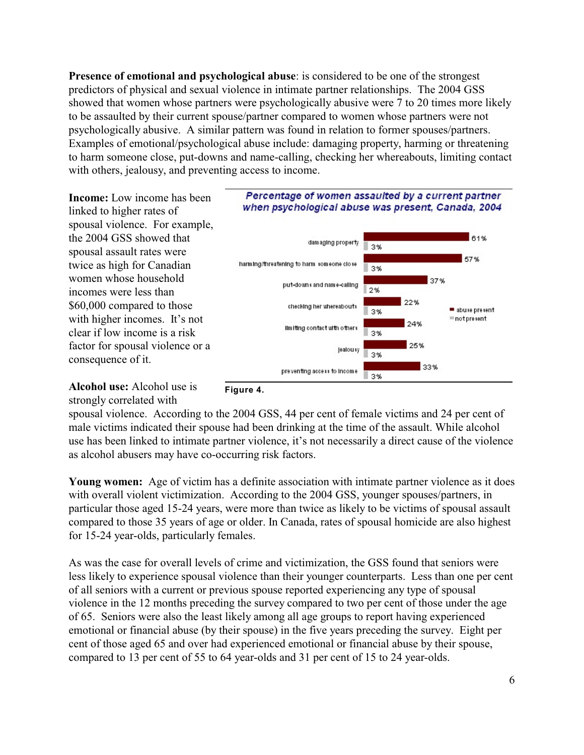**Presence of emotional and psychological abuse**: is considered to be one of the strongest predictors of physical and sexual violence in intimate partner relationships. The 2004 GSS showed that women whose partners were psychologically abusive were 7 to 20 times more likely to be assaulted by their current spouse/partner compared to women whose partners were not psychologically abusive. A similar pattern was found in relation to former spouses/partners. Examples of emotional/psychological abuse include: damaging property, harming or threatening to harm someone close, put-downs and name-calling, checking her whereabouts, limiting contact with others, jealousy, and preventing access to income.

**Income:** Low income has been linked to higher rates of spousal violence. For example, the 2004 GSS showed that spousal assault rates were twice as high for Canadian women whose household incomes were less than $60,000 compared to those with higher incomes. It's not clear if low income is a risk factor for spousal violence or a consequence of it.

*Percentage of women assaulted by a current partner when psychological abuse was present, Canada, 2004*

| | abuse present | not present |
|---|---|---|
| damaging property | 61% | 3% |
| harming/threatening to harm someone close | 57% | 3% |
| put-downs and name-calling | 37% | 2% |
| checking her whereabouts | 22% | 3% |
| limiting contact with others | 24% | 3% |
| jealousy | 25% | 3% |
| preventing access to income | 33% | 3% |

**Figure 4.**

**Alcohol use:** Alcohol use is strongly correlated with spousal violence. According to the 2004 GSS, 44 per cent of female victims and 24 per cent of male victims indicated their spouse had been drinking at the time of the assault. While alcohol use has been linked to intimate partner violence, it's not necessarily a direct cause of the violence as alcohol abusers may have co-occurring risk factors.

**Young women:** Age of victim has a definite association with intimate partner violence as it does with overall violent victimization. According to the 2004 GSS, younger spouses/partners, in particular those aged 15-24 years, were more than twice as likely to be victims of spousal assault compared to those 35 years of age or older. In Canada, rates of spousal homicide are also highest for 15-24 year-olds, particularly females.

As was the case for overall levels of crime and victimization, the GSS found that seniors were less likely to experience spousal violence than their younger counterparts. Less than one per cent of all seniors with a current or previous spouse reported experiencing any type of spousal violence in the 12 months preceding the survey compared to two per cent of those under the age of 65. Seniors were also the least likely among all age groups to report having experienced emotional or financial abuse (by their spouse) in the five years preceding the survey. Eight per cent of those aged 65 and over had experienced emotional or financial abuse by their spouse, compared to 13 per cent of 55 to 64 year-olds and 31 per cent of 15 to 24 year-olds.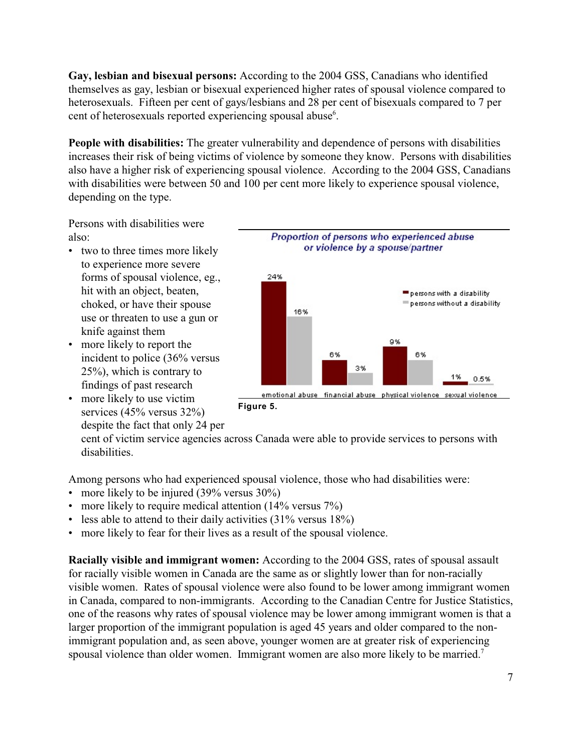**Gay, lesbian and bisexual persons:** According to the 2004 GSS, Canadians who identified themselves as gay, lesbian or bisexual experienced higher rates of spousal violence compared to heterosexuals. Fifteen per cent of gays/lesbians and 28 per cent of bisexuals compared to 7 per cent of heterosexuals reported experiencing spousal abuse[6].

**People with disabilities:** The greater vulnerability and dependence of persons with disabilities increases their risk of being victims of violence by someone they know. Persons with disabilities also have a higher risk of experiencing spousal violence. According to the 2004 GSS, Canadians with disabilities were between 50 and 100 per cent more likely to experience spousal violence, depending on the type.

Persons with disabilities were also:

- two to three times more likely to experience more severe forms of spousal violence, eg., hit with an object, beaten, choked, or have their spouse use or threaten to use a gun or knife against them
- more likely to report the incident to police (36% versus 25%), which is contrary to findings of past research
- more likely to use victim services (45% versus 32%) despite the fact that only 24 per cent of victim service agencies across Canada were able to provide services to persons with disabilities.

*Proportion of persons who experienced abuse or violence by a spouse/partner*

| | persons with a disability | persons without a disability |
|---|---|---|
| emotional abuse | 24% | 16% |
| financial abuse | 6% | 3% |
| physical violence | 9% | 6% |
| sexual violence | 1% | 0.5% |

**Figure 5.**

Among persons who had experienced spousal violence, those who had disabilities were:

- more likely to be injured (39% versus 30%)
- more likely to require medical attention (14% versus 7%)
- less able to attend to their daily activities (31% versus 18%)
- more likely to fear for their lives as a result of the spousal violence.

**Racially visible and immigrant women:** According to the 2004 GSS, rates of spousal assault for racially visible women in Canada are the same as or slightly lower than for non-racially visible women. Rates of spousal violence were also found to be lower among immigrant women in Canada, compared to non-immigrants. According to the Canadian Centre for Justice Statistics, one of the reasons why rates of spousal violence may be lower among immigrant women is that a larger proportion of the immigrant population is aged 45 years and older compared to the non-immigrant population and, as seen above, younger women are at greater risk of experiencing spousal violence than older women. Immigrant women are also more likely to be married.[7]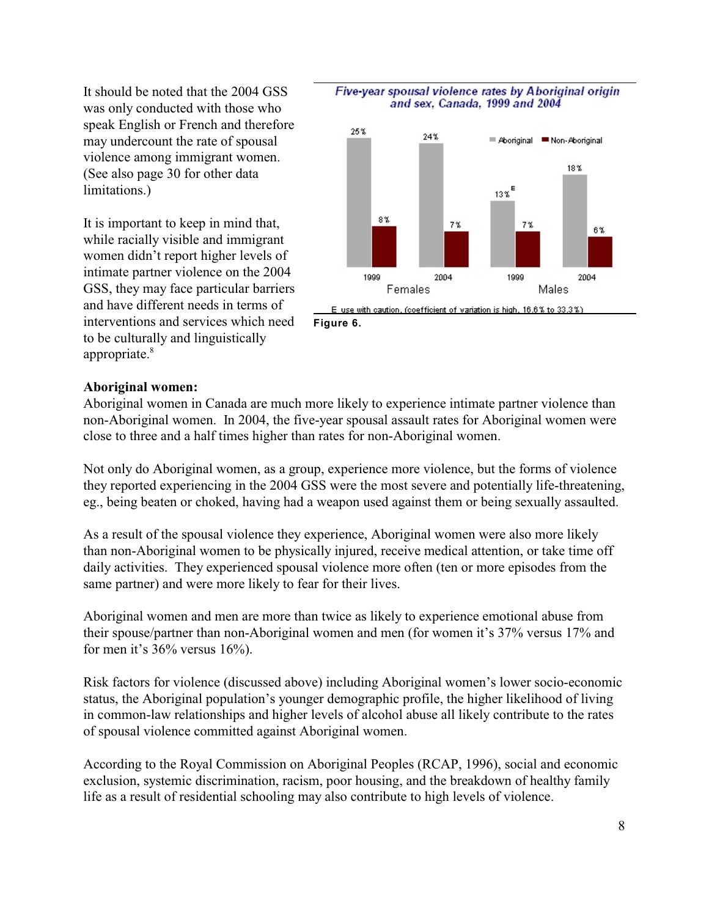It should be noted that the 2004 GSS was only conducted with those who speak English or French and therefore may undercount the rate of spousal violence among immigrant women. (See also page 30 for other data limitations.)

It is important to keep in mind that, while racially visible and immigrant women didn't report higher levels of intimate partner violence on the 2004 GSS, they may face particular barriers and have different needs in terms of interventions and services which need to be culturally and linguistically appropriate.[8]

*Five-year spousal violence rates by Aboriginal origin and sex, Canada, 1999 and 2004*

| | Females 1999 | Females 2004 | Males 1999 | Males 2004 |
|---|---|---|---|---|
| Aboriginal | 25% | 24% | 13%[E] | 18% |
| Non-Aboriginal | 8% | 7% | 7% | 6% |

E use with caution, (coefficient of variation is high, 16.6% to 33.3%)

**Figure 6.**

**Aboriginal women:**

Aboriginal women in Canada are much more likely to experience intimate partner violence than non-Aboriginal women. In 2004, the five-year spousal assault rates for Aboriginal women were close to three and a half times higher than rates for non-Aboriginal women.

Not only do Aboriginal women, as a group, experience more violence, but the forms of violence they reported experiencing in the 2004 GSS were the most severe and potentially life-threatening, eg., being beaten or choked, having had a weapon used against them or being sexually assaulted.

As a result of the spousal violence they experience, Aboriginal women were also more likely than non-Aboriginal women to be physically injured, receive medical attention, or take time off daily activities. They experienced spousal violence more often (ten or more episodes from the same partner) and were more likely to fear for their lives.

Aboriginal women and men are more than twice as likely to experience emotional abuse from their spouse/partner than non-Aboriginal women and men (for women it's 37% versus 17% and for men it's 36% versus 16%).

Risk factors for violence (discussed above) including Aboriginal women's lower socio-economic status, the Aboriginal population's younger demographic profile, the higher likelihood of living in common-law relationships and higher levels of alcohol abuse all likely contribute to the rates of spousal violence committed against Aboriginal women.

According to the Royal Commission on Aboriginal Peoples (RCAP, 1996), social and economic exclusion, systemic discrimination, racism, poor housing, and the breakdown of healthy family life as a result of residential schooling may also contribute to high levels of violence.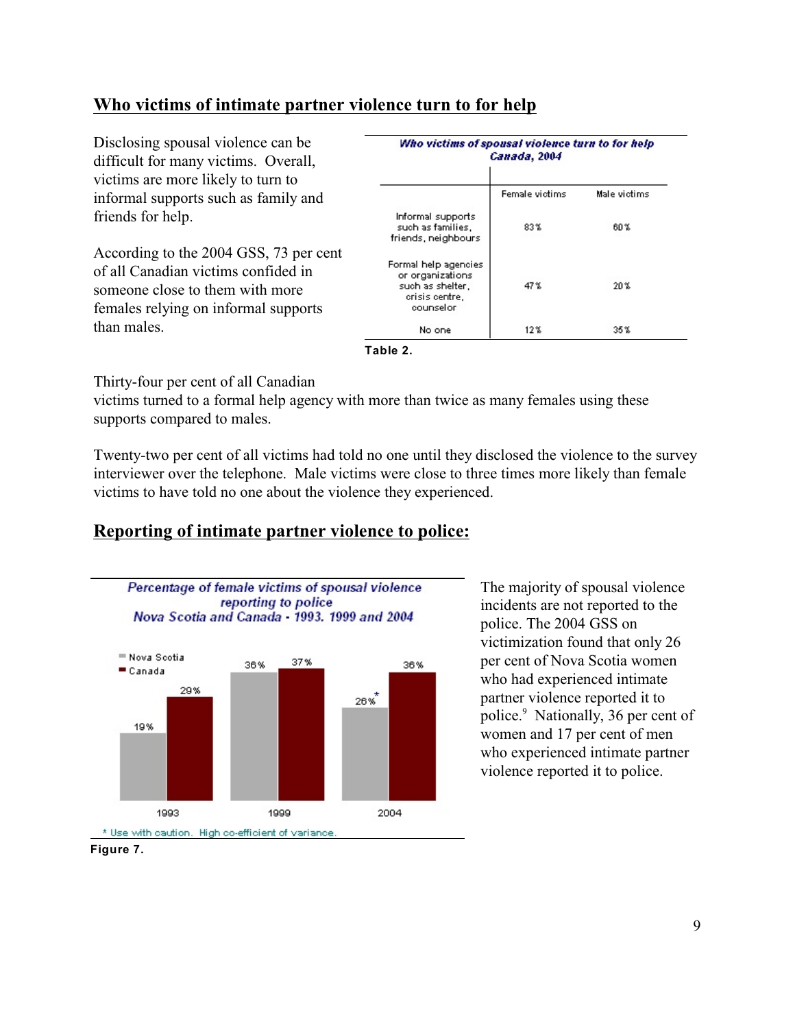## Who victims of intimate partner violence turn to for help

Disclosing spousal violence can be difficult for many victims. Overall, victims are more likely to turn to informal supports such as family and friends for help.

According to the 2004 GSS, 73 per cent of all Canadian victims confided in someone close to them with more females relying on informal supports than males.

**Who victims of spousal violence turn to for help Canada, 2004**

| | Female victims | Male victims |
|---|---|---|
| Informal supports such as families, friends, neighbours | 83% | 60% |
| Formal help agencies or organizations such as shelter, crisis centre, counselor | 47% | 20% |
| No one | 12% | 35% |

**Table 2.**

Thirty-four per cent of all Canadian victims turned to a formal help agency with more than twice as many females using these supports compared to males.

Twenty-two per cent of all victims had told no one until they disclosed the violence to the survey interviewer over the telephone. Male victims were close to three times more likely than female victims to have told no one about the violence they experienced.

## Reporting of intimate partner violence to police:

**Percentage of female victims of spousal violence reporting to police Nova Scotia and Canada - 1993, 1999 and 2004**

| | Nova Scotia | Canada |
|---|---|---|
| 1993 | 19% | 29% |
| 1999 | 36% | 37% |
| 2004 | 26%* | 36% |

\* Use with caution. High co-efficient of variance.

**Figure 7.**

The majority of spousal violence incidents are not reported to the police. The 2004 GSS on victimization found that only 26 per cent of Nova Scotia women who had experienced intimate partner violence reported it to police.[9] Nationally, 36 per cent of women and 17 per cent of men who experienced intimate partner violence reported it to police.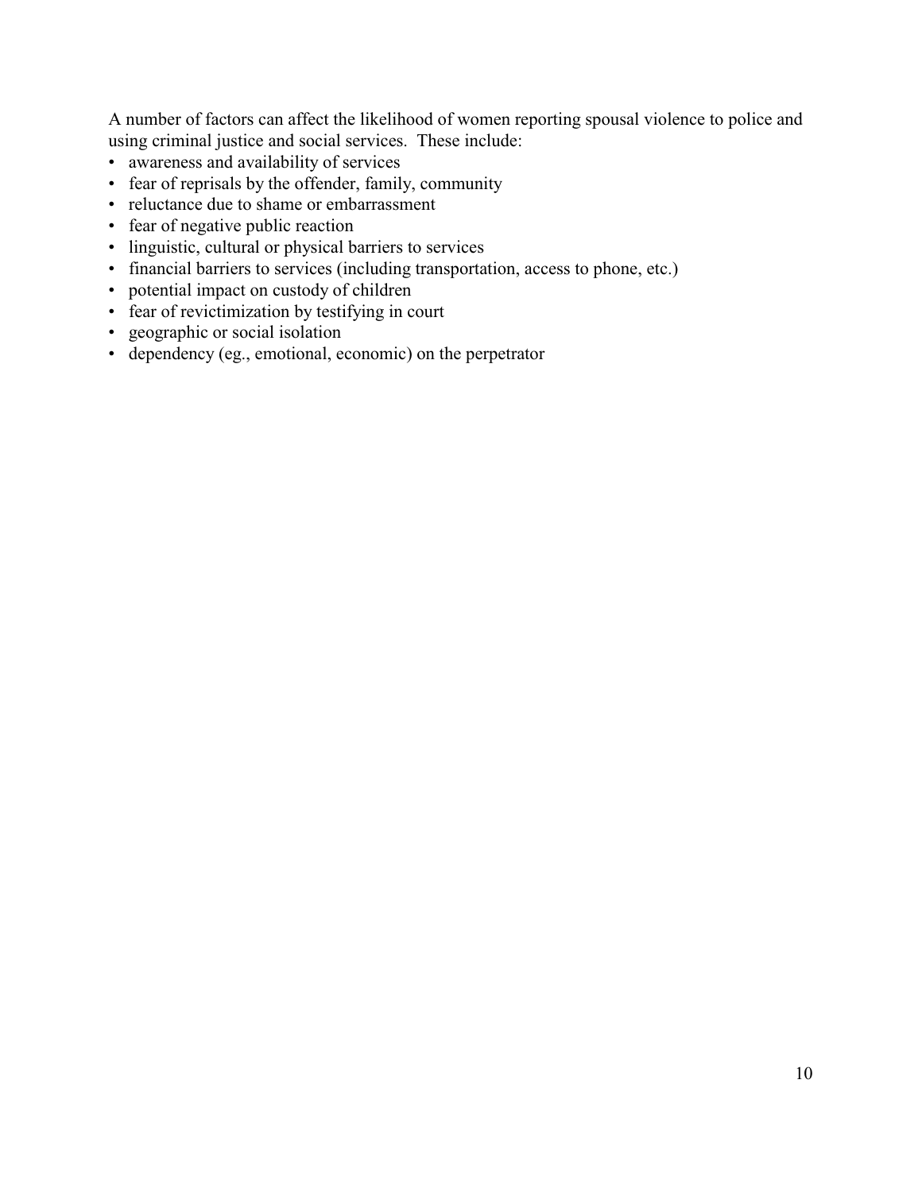A number of factors can affect the likelihood of women reporting spousal violence to police and using criminal justice and social services. These include:

- awareness and availability of services
- fear of reprisals by the offender, family, community
- reluctance due to shame or embarrassment
- fear of negative public reaction
- linguistic, cultural or physical barriers to services
- financial barriers to services (including transportation, access to phone, etc.)
- potential impact on custody of children
- fear of revictimization by testifying in court
- geographic or social isolation
- dependency (eg., emotional, economic) on the perpetrator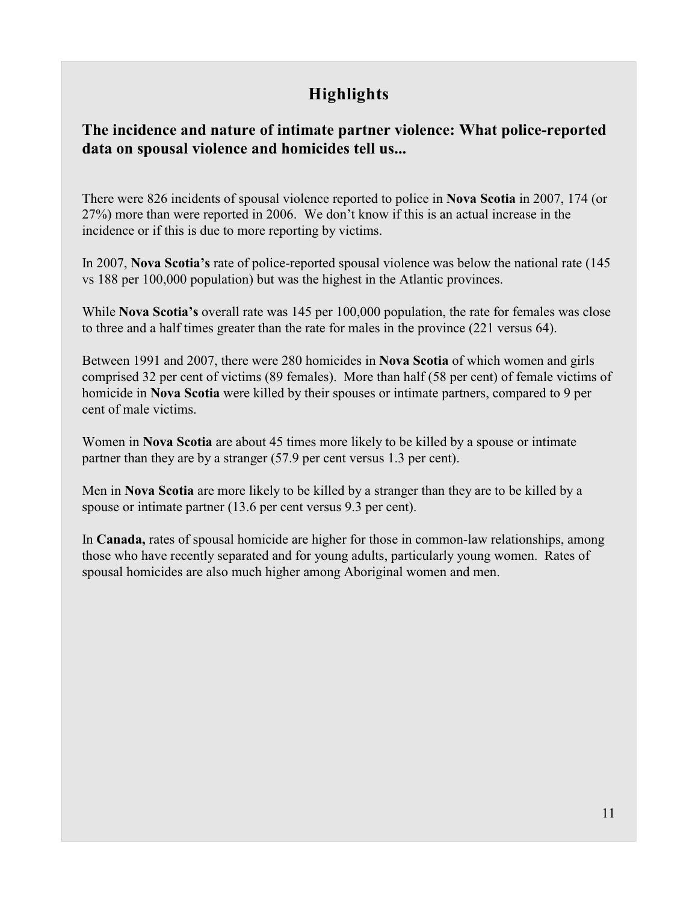## Highlights

### The incidence and nature of intimate partner violence: What police-reported data on spousal violence and homicides tell us...

There were 826 incidents of spousal violence reported to police in **Nova Scotia** in 2007, 174 (or 27%) more than were reported in 2006. We don't know if this is an actual increase in the incidence or if this is due to more reporting by victims.

In 2007, **Nova Scotia's** rate of police-reported spousal violence was below the national rate (145 vs 188 per 100,000 population) but was the highest in the Atlantic provinces.

While **Nova Scotia's** overall rate was 145 per 100,000 population, the rate for females was close to three and a half times greater than the rate for males in the province (221 versus 64).

Between 1991 and 2007, there were 280 homicides in **Nova Scotia** of which women and girls comprised 32 per cent of victims (89 females). More than half (58 per cent) of female victims of homicide in **Nova Scotia** were killed by their spouses or intimate partners, compared to 9 per cent of male victims.

Women in **Nova Scotia** are about 45 times more likely to be killed by a spouse or intimate partner than they are by a stranger (57.9 per cent versus 1.3 per cent).

Men in **Nova Scotia** are more likely to be killed by a stranger than they are to be killed by a spouse or intimate partner (13.6 per cent versus 9.3 per cent).

In **Canada,** rates of spousal homicide are higher for those in common-law relationships, among those who have recently separated and for young adults, particularly young women. Rates of spousal homicides are also much higher among Aboriginal women and men.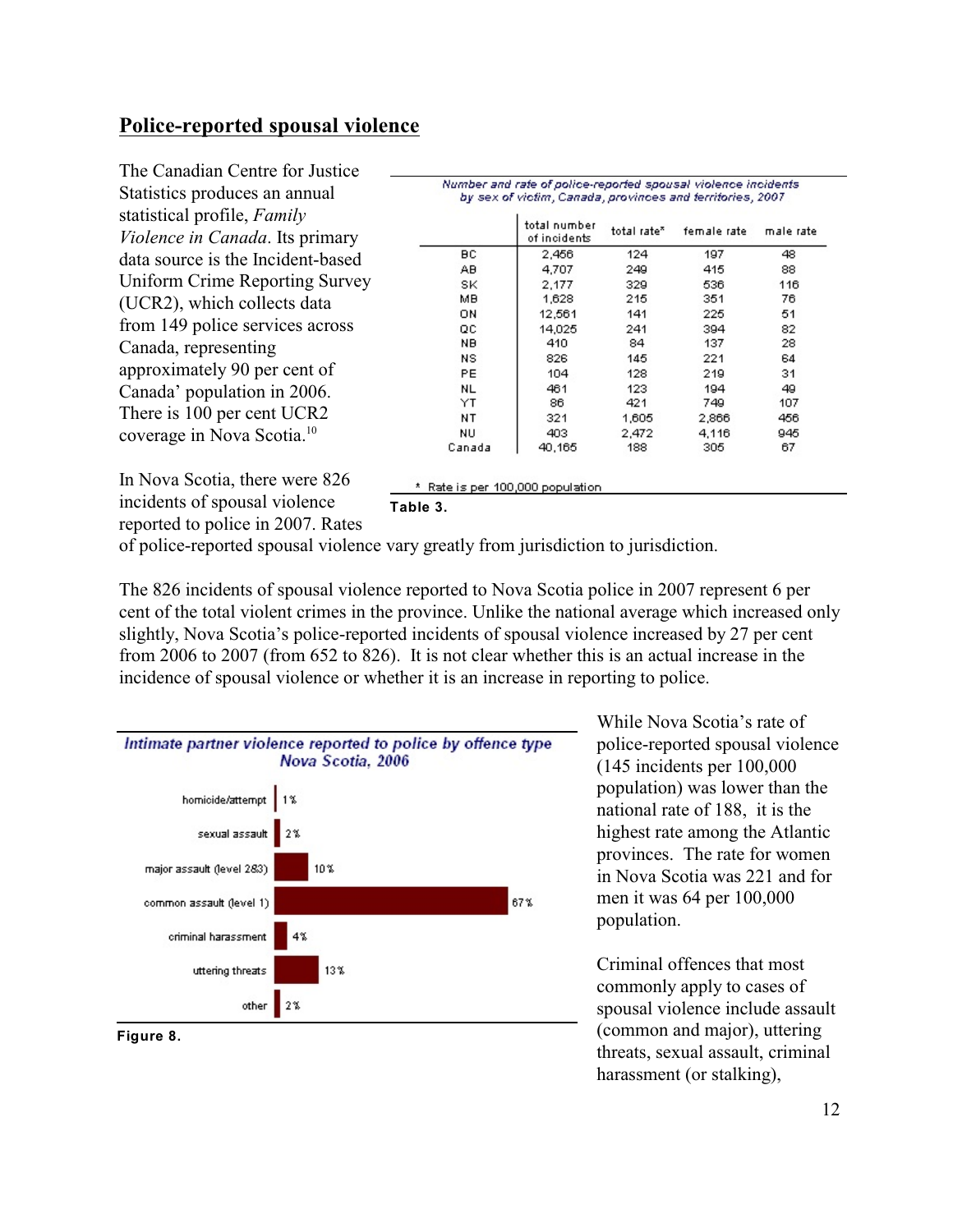## Police-reported spousal violence

The Canadian Centre for Justice Statistics produces an annual statistical profile, *Family Violence in Canada*. Its primary data source is the Incident-based Uniform Crime Reporting Survey (UCR2), which collects data from 149 police services across Canada, representing approximately 90 per cent of Canada' population in 2006. There is 100 per cent UCR2 coverage in Nova Scotia.[10]

*Number and rate of police-reported spousal violence incidents by sex of victim, Canada, provinces and territories, 2007*

| | total number of incidents | total rate* | female rate | male rate |
|---|---|---|---|---|
| BC | 2,456 | 124 | 197 | 48 |
| AB | 4,707 | 249 | 415 | 88 |
| SK | 2,177 | 329 | 536 | 116 |
| MB | 1,628 | 215 | 351 | 76 |
| ON | 12,561 | 141 | 225 | 51 |
| QC | 14,025 | 241 | 394 | 82 |
| NB | 410 | 84 | 137 | 28 |
| NS | 826 | 145 | 221 | 64 |
| PE | 104 | 128 | 219 | 31 |
| NL | 461 | 123 | 194 | 49 |
| YT | 86 | 421 | 749 | 107 |
| NT | 321 | 1,605 | 2,866 | 456 |
| NU | 403 | 2,472 | 4,116 | 945 |
| Canada | 40,165 | 188 | 305 | 67 |

\* Rate is per 100,000 population

**Table 3.**

In Nova Scotia, there were 826 incidents of spousal violence reported to police in 2007. Rates of police-reported spousal violence vary greatly from jurisdiction to jurisdiction.

The 826 incidents of spousal violence reported to Nova Scotia police in 2007 represent 6 per cent of the total violent crimes in the province. Unlike the national average which increased only slightly, Nova Scotia's police-reported incidents of spousal violence increased by 27 per cent from 2006 to 2007 (from 652 to 826). It is not clear whether this is an actual increase in the incidence of spousal violence or whether it is an increase in reporting to police.

*Intimate partner violence reported to police by offence type Nova Scotia, 2006*

| Offence type | % |
|---|---|
| homicide/attempt | 1% |
| sexual assault | 2% |
| major assault (level 2&3) | 10% |
| common assault (level 1) | 67% |
| criminal harassment | 4% |
| uttering threats | 13% |
| other | 2% |

**Figure 8.**

While Nova Scotia's rate of police-reported spousal violence (145 incidents per 100,000 population) was lower than the national rate of 188, it is the highest rate among the Atlantic provinces. The rate for women in Nova Scotia was 221 and for men it was 64 per 100,000 population.

Criminal offences that most commonly apply to cases of spousal violence include assault (common and major), uttering threats, sexual assault, criminal harassment (or stalking),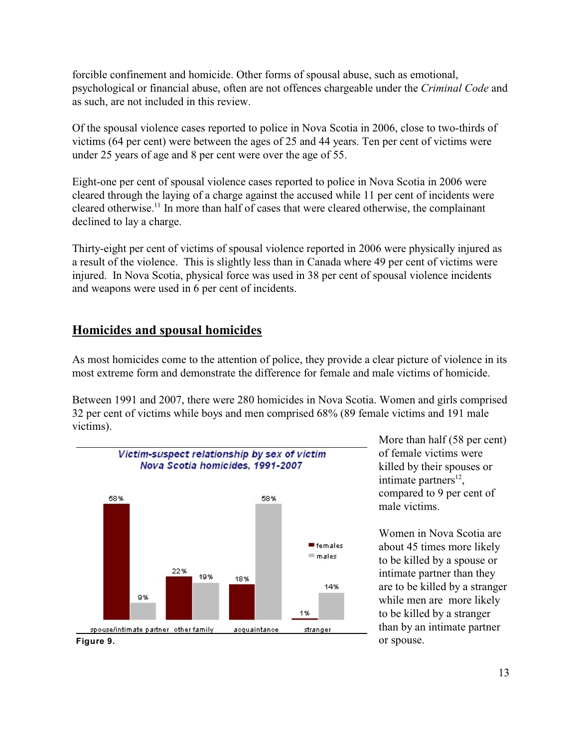forcible confinement and homicide. Other forms of spousal abuse, such as emotional, psychological or financial abuse, often are not offences chargeable under the *Criminal Code* and as such, are not included in this review.

Of the spousal violence cases reported to police in Nova Scotia in 2006, close to two-thirds of victims (64 per cent) were between the ages of 25 and 44 years. Ten per cent of victims were under 25 years of age and 8 per cent were over the age of 55.

Eight-one per cent of spousal violence cases reported to police in Nova Scotia in 2006 were cleared through the laying of a charge against the accused while 11 per cent of incidents were cleared otherwise.[11] In more than half of cases that were cleared otherwise, the complainant declined to lay a charge.

Thirty-eight per cent of victims of spousal violence reported in 2006 were physically injured as a result of the violence. This is slightly less than in Canada where 49 per cent of victims were injured. In Nova Scotia, physical force was used in 38 per cent of spousal violence incidents and weapons were used in 6 per cent of incidents.

## Homicides and spousal homicides

As most homicides come to the attention of police, they provide a clear picture of violence in its most extreme form and demonstrate the difference for female and male victims of homicide.

Between 1991 and 2007, there were 280 homicides in Nova Scotia. Women and girls comprised 32 per cent of victims while boys and men comprised 68% (89 female victims and 191 male victims).

**Victim-suspect relationship by sex of victim**
**Nova Scotia homicides, 1991-2007**

| | females | males |
|---|---|---|
| spouse/intimate partner | 58% | 9% |
| other family | 22% | 19% |
| acquaintance | 18% | 58% |
| stranger | 1% | 14% |

**Figure 9.**

More than half (58 per cent) of female victims were killed by their spouses or intimate partners[12], compared to 9 per cent of male victims.

Women in Nova Scotia are about 45 times more likely to be killed by a spouse or intimate partner than they are to be killed by a stranger while men are more likely to be killed by a stranger than by an intimate partner or spouse.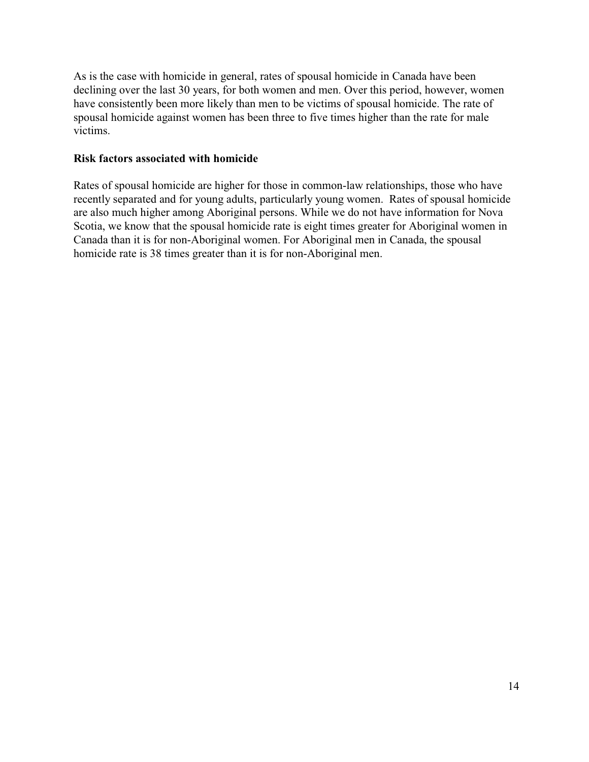As is the case with homicide in general, rates of spousal homicide in Canada have been declining over the last 30 years, for both women and men. Over this period, however, women have consistently been more likely than men to be victims of spousal homicide. The rate of spousal homicide against women has been three to five times higher than the rate for male victims.

**Risk factors associated with homicide**

Rates of spousal homicide are higher for those in common-law relationships, those who have recently separated and for young adults, particularly young women. Rates of spousal homicide are also much higher among Aboriginal persons. While we do not have information for Nova Scotia, we know that the spousal homicide rate is eight times greater for Aboriginal women in Canada than it is for non-Aboriginal women. For Aboriginal men in Canada, the spousal homicide rate is 38 times greater than it is for non-Aboriginal men.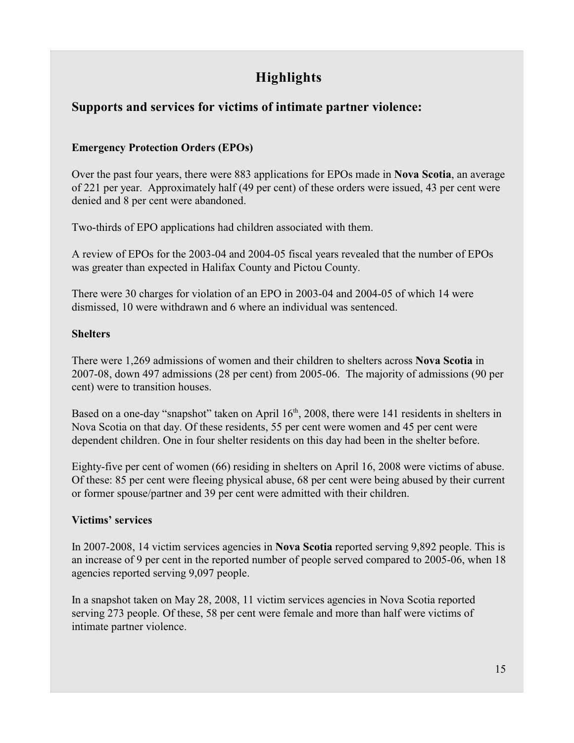# Highlights

## Supports and services for victims of intimate partner violence:

### Emergency Protection Orders (EPOs)

Over the past four years, there were 883 applications for EPOs made in **Nova Scotia**, an average of 221 per year. Approximately half (49 per cent) of these orders were issued, 43 per cent were denied and 8 per cent were abandoned.

Two-thirds of EPO applications had children associated with them.

A review of EPOs for the 2003-04 and 2004-05 fiscal years revealed that the number of EPOs was greater than expected in Halifax County and Pictou County.

There were 30 charges for violation of an EPO in 2003-04 and 2004-05 of which 14 were dismissed, 10 were withdrawn and 6 where an individual was sentenced.

### Shelters

There were 1,269 admissions of women and their children to shelters across **Nova Scotia** in 2007-08, down 497 admissions (28 per cent) from 2005-06. The majority of admissions (90 per cent) were to transition houses.

Based on a one-day "snapshot" taken on April 16th, 2008, there were 141 residents in shelters in Nova Scotia on that day. Of these residents, 55 per cent were women and 45 per cent were dependent children. One in four shelter residents on this day had been in the shelter before.

Eighty-five per cent of women (66) residing in shelters on April 16, 2008 were victims of abuse. Of these: 85 per cent were fleeing physical abuse, 68 per cent were being abused by their current or former spouse/partner and 39 per cent were admitted with their children.

### Victims' services

In 2007-2008, 14 victim services agencies in **Nova Scotia** reported serving 9,892 people. This is an increase of 9 per cent in the reported number of people served compared to 2005-06, when 18 agencies reported serving 9,097 people.

In a snapshot taken on May 28, 2008, 11 victim services agencies in Nova Scotia reported serving 273 people. Of these, 58 per cent were female and more than half were victims of intimate partner violence.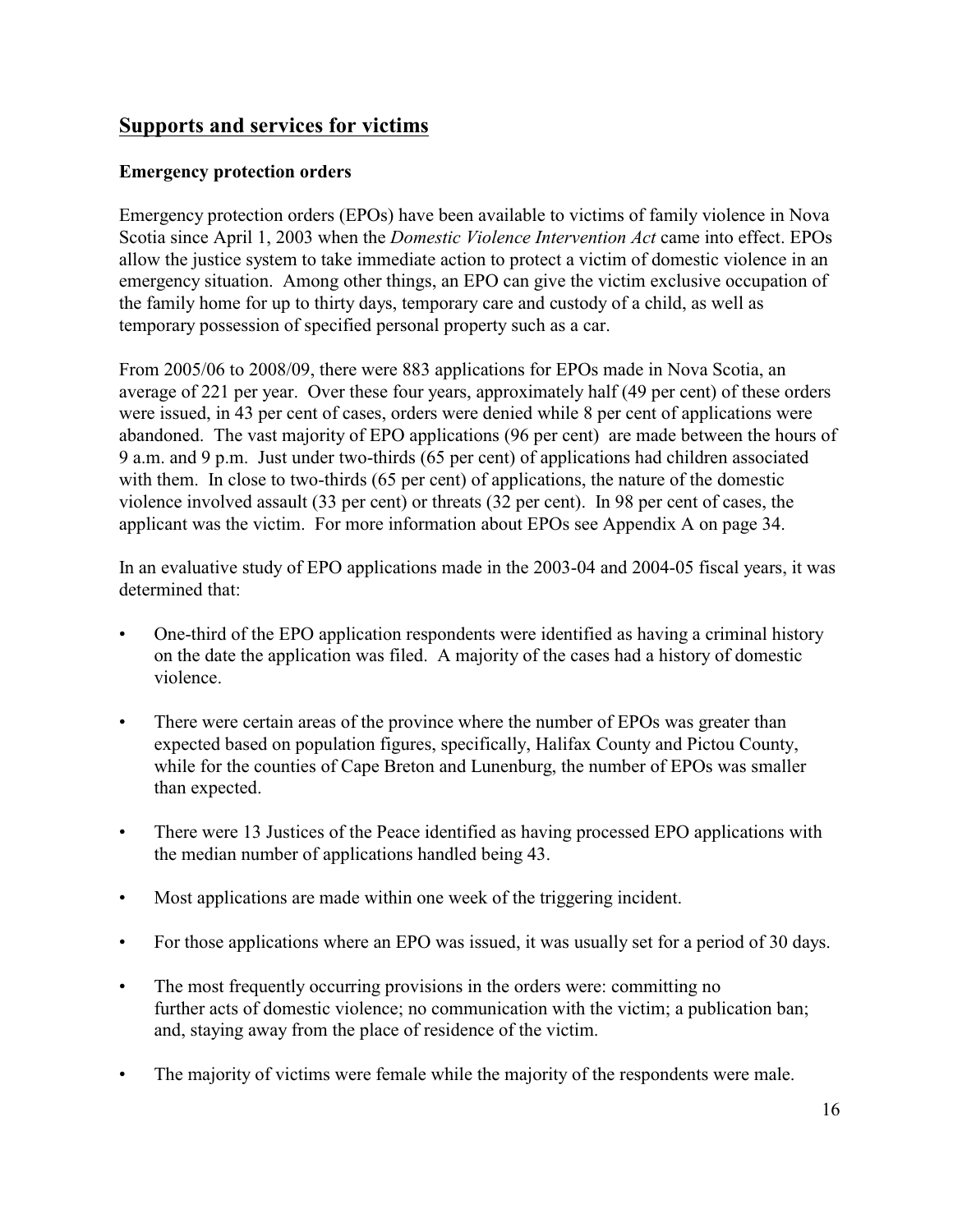## Supports and services for victims

### Emergency protection orders

Emergency protection orders (EPOs) have been available to victims of family violence in Nova Scotia since April 1, 2003 when the *Domestic Violence Intervention Act* came into effect. EPOs allow the justice system to take immediate action to protect a victim of domestic violence in an emergency situation. Among other things, an EPO can give the victim exclusive occupation of the family home for up to thirty days, temporary care and custody of a child, as well as temporary possession of specified personal property such as a car.

From 2005/06 to 2008/09, there were 883 applications for EPOs made in Nova Scotia, an average of 221 per year. Over these four years, approximately half (49 per cent) of these orders were issued, in 43 per cent of cases, orders were denied while 8 per cent of applications were abandoned. The vast majority of EPO applications (96 per cent) are made between the hours of 9 a.m. and 9 p.m. Just under two-thirds (65 per cent) of applications had children associated with them. In close to two-thirds (65 per cent) of applications, the nature of the domestic violence involved assault (33 per cent) or threats (32 per cent). In 98 per cent of cases, the applicant was the victim. For more information about EPOs see Appendix A on page 34.

In an evaluative study of EPO applications made in the 2003-04 and 2004-05 fiscal years, it was determined that:

- One-third of the EPO application respondents were identified as having a criminal history on the date the application was filed. A majority of the cases had a history of domestic violence.
- There were certain areas of the province where the number of EPOs was greater than expected based on population figures, specifically, Halifax County and Pictou County, while for the counties of Cape Breton and Lunenburg, the number of EPOs was smaller than expected.
- There were 13 Justices of the Peace identified as having processed EPO applications with the median number of applications handled being 43.
- Most applications are made within one week of the triggering incident.
- For those applications where an EPO was issued, it was usually set for a period of 30 days.
- The most frequently occurring provisions in the orders were: committing no further acts of domestic violence; no communication with the victim; a publication ban; and, staying away from the place of residence of the victim.
- The majority of victims were female while the majority of the respondents were male.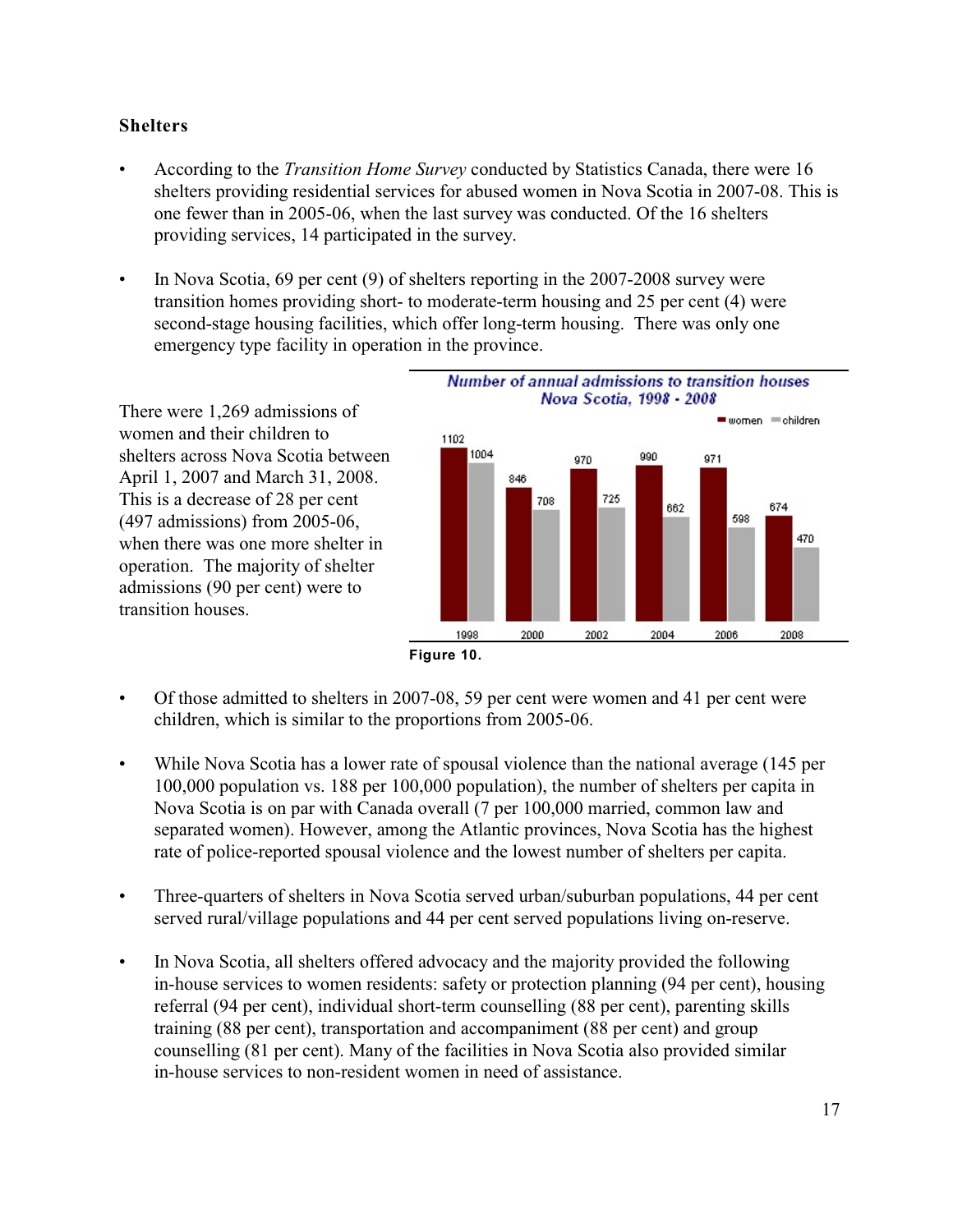## Shelters

- According to the *Transition Home Survey* conducted by Statistics Canada, there were 16 shelters providing residential services for abused women in Nova Scotia in 2007-08. This is one fewer than in 2005-06, when the last survey was conducted. Of the 16 shelters providing services, 14 participated in the survey.

- In Nova Scotia, 69 per cent (9) of shelters reporting in the 2007-2008 survey were transition homes providing short- to moderate-term housing and 25 per cent (4) were second-stage housing facilities, which offer long-term housing. There was only one emergency type facility in operation in the province.

There were 1,269 admissions of women and their children to shelters across Nova Scotia between April 1, 2007 and March 31, 2008. This is a decrease of 28 per cent (497 admissions) from 2005-06, when there was one more shelter in operation. The majority of shelter admissions (90 per cent) were to transition houses.

**Number of annual admissions to transition houses Nova Scotia, 1998 - 2008**

| Year | women | children |
|---|---|---|
| 1998 | 1102 | 1004 |
| 2000 | 846 | 708 |
| 2002 | 970 | 725 |
| 2004 | 990 | 662 |
| 2006 | 971 | 598 |
| 2008 | 674 | 470 |

**Figure 10.**

- Of those admitted to shelters in 2007-08, 59 per cent were women and 41 per cent were children, which is similar to the proportions from 2005-06.

- While Nova Scotia has a lower rate of spousal violence than the national average (145 per 100,000 population vs. 188 per 100,000 population), the number of shelters per capita in Nova Scotia is on par with Canada overall (7 per 100,000 married, common law and separated women). However, among the Atlantic provinces, Nova Scotia has the highest rate of police-reported spousal violence and the lowest number of shelters per capita.

- Three-quarters of shelters in Nova Scotia served urban/suburban populations, 44 per cent served rural/village populations and 44 per cent served populations living on-reserve.

- In Nova Scotia, all shelters offered advocacy and the majority provided the following in-house services to women residents: safety or protection planning (94 per cent), housing referral (94 per cent), individual short-term counselling (88 per cent), parenting skills training (88 per cent), transportation and accompaniment (88 per cent) and group counselling (81 per cent). Many of the facilities in Nova Scotia also provided similar in-house services to non-resident women in need of assistance.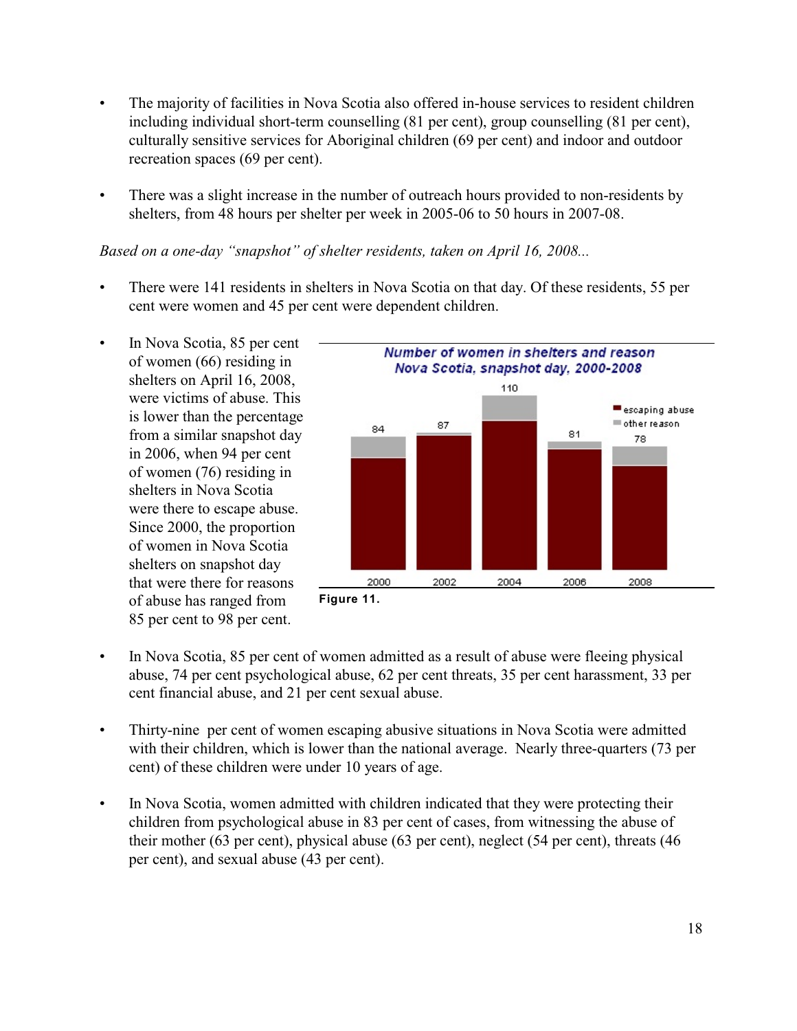- The majority of facilities in Nova Scotia also offered in-house services to resident children including individual short-term counselling (81 per cent), group counselling (81 per cent), culturally sensitive services for Aboriginal children (69 per cent) and indoor and outdoor recreation spaces (69 per cent).

- There was a slight increase in the number of outreach hours provided to non-residents by shelters, from 48 hours per shelter per week in 2005-06 to 50 hours in 2007-08.

*Based on a one-day "snapshot" of shelter residents, taken on April 16, 2008...*

- There were 141 residents in shelters in Nova Scotia on that day. Of these residents, 55 per cent were women and 45 per cent were dependent children.

- In Nova Scotia, 85 per cent of women (66) residing in shelters on April 16, 2008, were victims of abuse. This is lower than the percentage from a similar snapshot day in 2006, when 94 per cent of women (76) residing in shelters in Nova Scotia were there to escape abuse. Since 2000, the proportion of women in Nova Scotia shelters on snapshot day that were there for reasons of abuse has ranged from 85 per cent to 98 per cent.

**Number of women in shelters and reason**
**Nova Scotia, snapshot day, 2000-2008**

| Year | Total women |
|---|---|
| 2000 | 84 |
| 2002 | 87 |
| 2004 | 110 |
| 2006 | 81 |
| 2008 | 78 |

Legend: escaping abuse; other reason

**Figure 11.**

- In Nova Scotia, 85 per cent of women admitted as a result of abuse were fleeing physical abuse, 74 per cent psychological abuse, 62 per cent threats, 35 per cent harassment, 33 per cent financial abuse, and 21 per cent sexual abuse.

- Thirty-nine per cent of women escaping abusive situations in Nova Scotia were admitted with their children, which is lower than the national average. Nearly three-quarters (73 per cent) of these children were under 10 years of age.

- In Nova Scotia, women admitted with children indicated that they were protecting their children from psychological abuse in 83 per cent of cases, from witnessing the abuse of their mother (63 per cent), physical abuse (63 per cent), neglect (54 per cent), threats (46 per cent), and sexual abuse (43 per cent).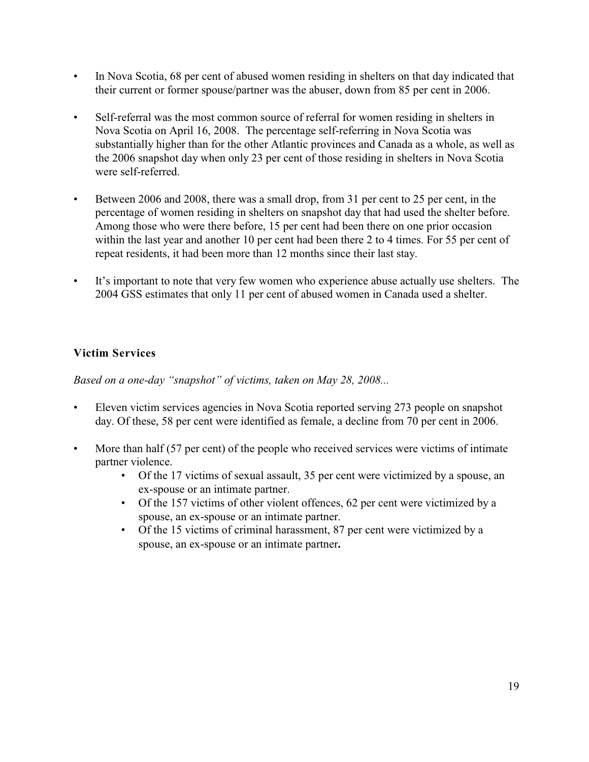- In Nova Scotia, 68 per cent of abused women residing in shelters on that day indicated that their current or former spouse/partner was the abuser, down from 85 per cent in 2006.

- Self-referral was the most common source of referral for women residing in shelters in Nova Scotia on April 16, 2008. The percentage self-referring in Nova Scotia was substantially higher than for the other Atlantic provinces and Canada as a whole, as well as the 2006 snapshot day when only 23 per cent of those residing in shelters in Nova Scotia were self-referred.

- Between 2006 and 2008, there was a small drop, from 31 per cent to 25 per cent, in the percentage of women residing in shelters on snapshot day that had used the shelter before. Among those who were there before, 15 per cent had been there on one prior occasion within the last year and another 10 per cent had been there 2 to 4 times. For 55 per cent of repeat residents, it had been more than 12 months since their last stay.

- It's important to note that very few women who experience abuse actually use shelters. The 2004 GSS estimates that only 11 per cent of abused women in Canada used a shelter.

### Victim Services

*Based on a one-day "snapshot" of victims, taken on May 28, 2008...*

- Eleven victim services agencies in Nova Scotia reported serving 273 people on snapshot day. Of these, 58 per cent were identified as female, a decline from 70 per cent in 2006.

- More than half (57 per cent) of the people who received services were victims of intimate partner violence.
    - Of the 17 victims of sexual assault, 35 per cent were victimized by a spouse, an ex-spouse or an intimate partner.
    - Of the 157 victims of other violent offences, 62 per cent were victimized by a spouse, an ex-spouse or an intimate partner.
    - Of the 15 victims of criminal harassment, 87 per cent were victimized by a spouse, an ex-spouse or an intimate partner**.**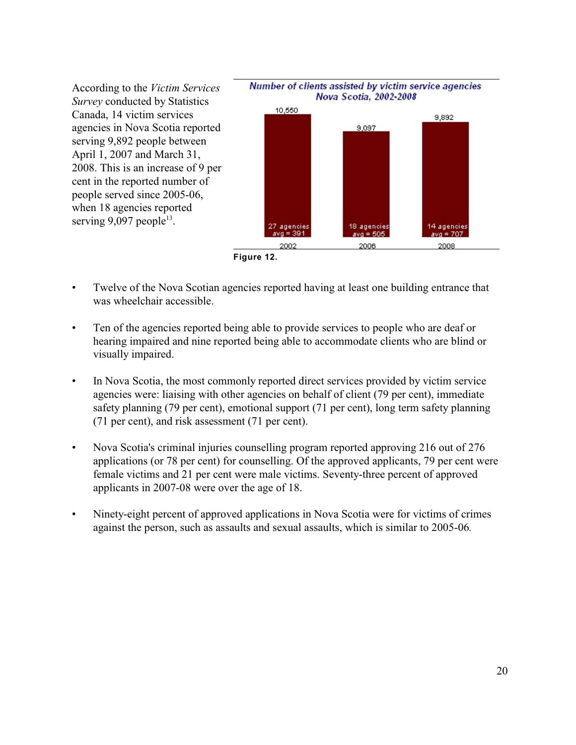According to the *Victim Services Survey* conducted by Statistics Canada, 14 victim services agencies in Nova Scotia reported serving 9,892 people between April 1, 2007 and March 31, 2008. This is an increase of 9 per cent in the reported number of people served since 2005-06, when 18 agencies reported serving 9,097 people[13].

**Number of clients assisted by victim service agencies Nova Scotia, 2002-2008**

| Year | Clients | Agencies | Average |
|---|---|---|---|
| 2002 | 10,550 | 27 agencies | avg = 391 |
| 2006 | 9,097 | 18 agencies | avg = 505 |
| 2008 | 9,892 | 14 agencies | avg = 707 |

**Figure 12.**

- Twelve of the Nova Scotian agencies reported having at least one building entrance that was wheelchair accessible.
- Ten of the agencies reported being able to provide services to people who are deaf or hearing impaired and nine reported being able to accommodate clients who are blind or visually impaired.
- In Nova Scotia, the most commonly reported direct services provided by victim service agencies were: liaising with other agencies on behalf of client (79 per cent), immediate safety planning (79 per cent), emotional support (71 per cent), long term safety planning (71 per cent), and risk assessment (71 per cent).
- Nova Scotia's criminal injuries counselling program reported approving 216 out of 276 applications (or 78 per cent) for counselling. Of the approved applicants, 79 per cent were female victims and 21 per cent were male victims. Seventy-three percent of approved applicants in 2007-08 were over the age of 18.
- Ninety-eight percent of approved applications in Nova Scotia were for victims of crimes against the person, such as assaults and sexual assaults, which is similar to 2005-06.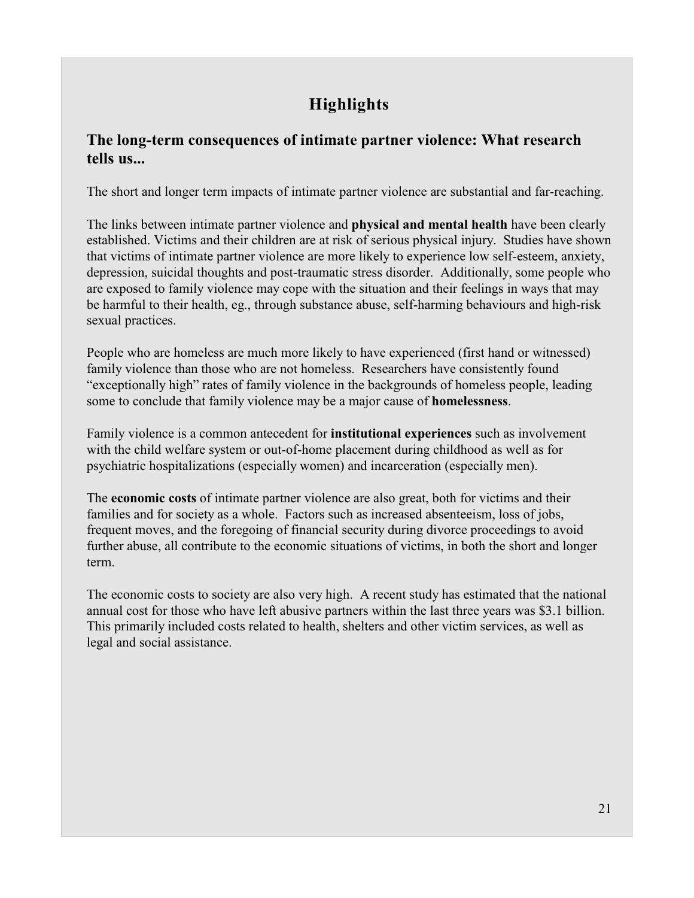## Highlights

### The long-term consequences of intimate partner violence: What research tells us...

The short and longer term impacts of intimate partner violence are substantial and far-reaching.

The links between intimate partner violence and **physical and mental health** have been clearly established. Victims and their children are at risk of serious physical injury. Studies have shown that victims of intimate partner violence are more likely to experience low self-esteem, anxiety, depression, suicidal thoughts and post-traumatic stress disorder. Additionally, some people who are exposed to family violence may cope with the situation and their feelings in ways that may be harmful to their health, eg., through substance abuse, self-harming behaviours and high-risk sexual practices.

People who are homeless are much more likely to have experienced (first hand or witnessed) family violence than those who are not homeless. Researchers have consistently found "exceptionally high" rates of family violence in the backgrounds of homeless people, leading some to conclude that family violence may be a major cause of **homelessness**.

Family violence is a common antecedent for **institutional experiences** such as involvement with the child welfare system or out-of-home placement during childhood as well as for psychiatric hospitalizations (especially women) and incarceration (especially men).

The **economic costs** of intimate partner violence are also great, both for victims and their families and for society as a whole. Factors such as increased absenteeism, loss of jobs, frequent moves, and the foregoing of financial security during divorce proceedings to avoid further abuse, all contribute to the economic situations of victims, in both the short and longer term.

The economic costs to society are also very high. A recent study has estimated that the national annual cost for those who have left abusive partners within the last three years was $3.1 billion. This primarily included costs related to health, shelters and other victim services, as well as legal and social assistance.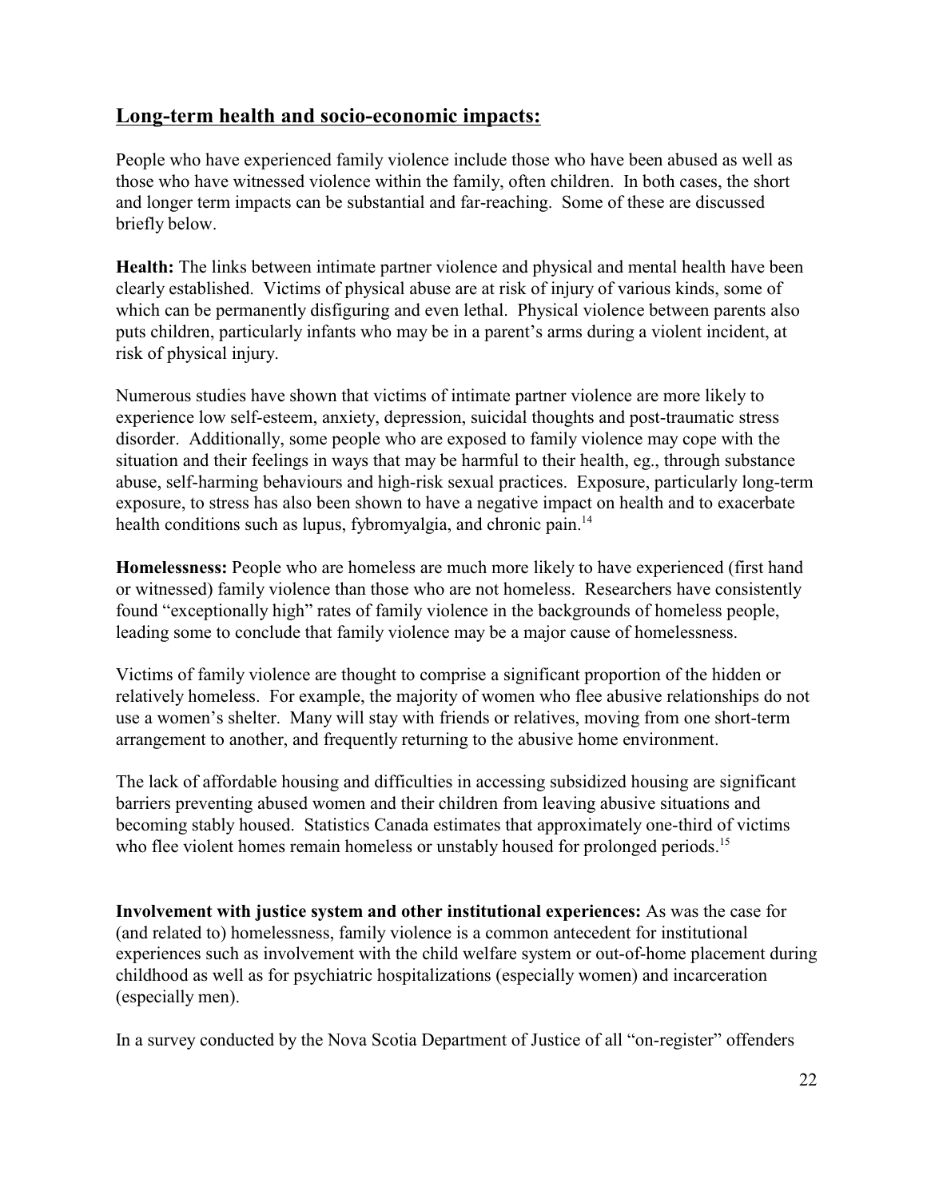## Long-term health and socio-economic impacts:

People who have experienced family violence include those who have been abused as well as those who have witnessed violence within the family, often children. In both cases, the short and longer term impacts can be substantial and far-reaching. Some of these are discussed briefly below.

**Health:** The links between intimate partner violence and physical and mental health have been clearly established. Victims of physical abuse are at risk of injury of various kinds, some of which can be permanently disfiguring and even lethal. Physical violence between parents also puts children, particularly infants who may be in a parent's arms during a violent incident, at risk of physical injury.

Numerous studies have shown that victims of intimate partner violence are more likely to experience low self-esteem, anxiety, depression, suicidal thoughts and post-traumatic stress disorder. Additionally, some people who are exposed to family violence may cope with the situation and their feelings in ways that may be harmful to their health, eg., through substance abuse, self-harming behaviours and high-risk sexual practices. Exposure, particularly long-term exposure, to stress has also been shown to have a negative impact on health and to exacerbate health conditions such as lupus, fybromyalgia, and chronic pain.[14]

**Homelessness:** People who are homeless are much more likely to have experienced (first hand or witnessed) family violence than those who are not homeless. Researchers have consistently found "exceptionally high" rates of family violence in the backgrounds of homeless people, leading some to conclude that family violence may be a major cause of homelessness.

Victims of family violence are thought to comprise a significant proportion of the hidden or relatively homeless. For example, the majority of women who flee abusive relationships do not use a women's shelter. Many will stay with friends or relatives, moving from one short-term arrangement to another, and frequently returning to the abusive home environment.

The lack of affordable housing and difficulties in accessing subsidized housing are significant barriers preventing abused women and their children from leaving abusive situations and becoming stably housed. Statistics Canada estimates that approximately one-third of victims who flee violent homes remain homeless or unstably housed for prolonged periods.[15]

**Involvement with justice system and other institutional experiences:** As was the case for (and related to) homelessness, family violence is a common antecedent for institutional experiences such as involvement with the child welfare system or out-of-home placement during childhood as well as for psychiatric hospitalizations (especially women) and incarceration (especially men).

In a survey conducted by the Nova Scotia Department of Justice of all "on-register" offenders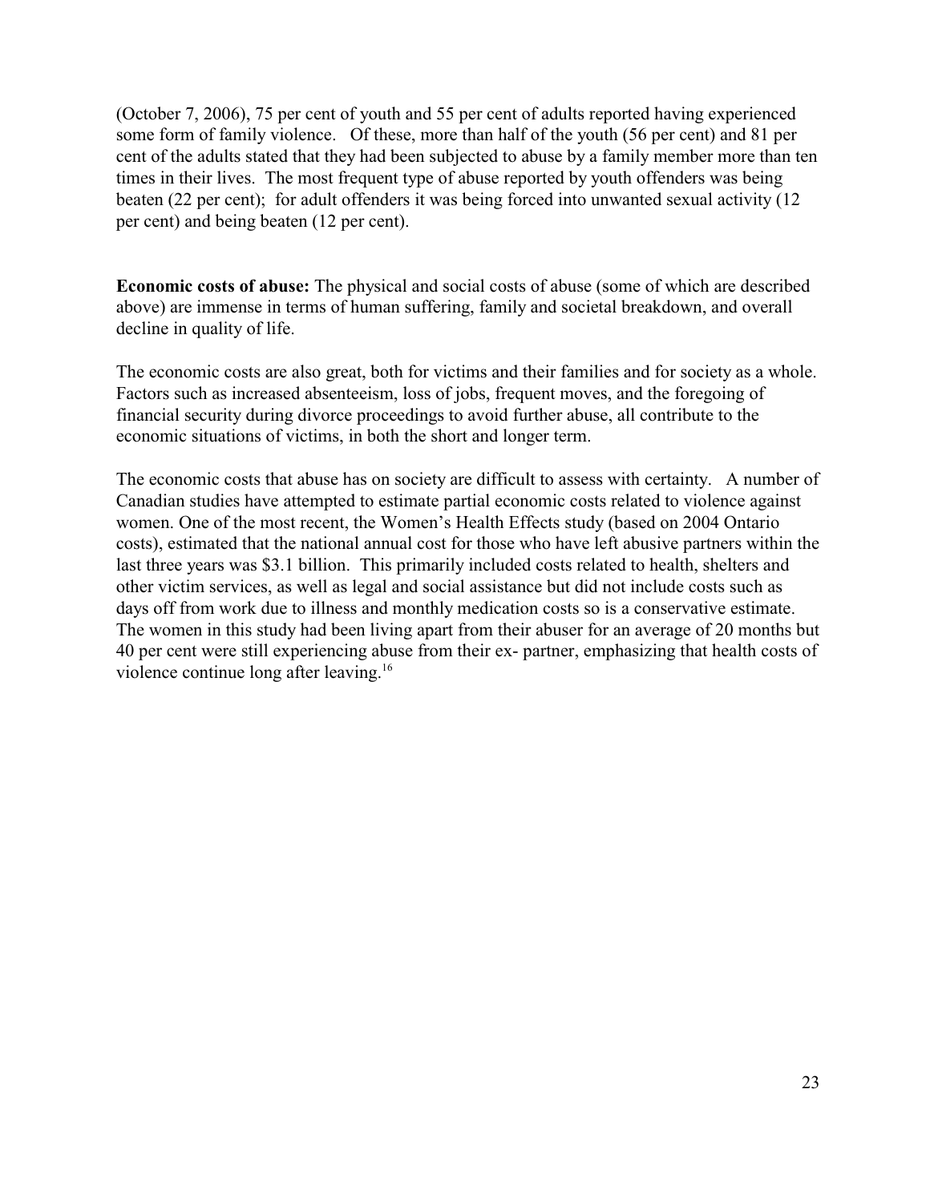(October 7, 2006), 75 per cent of youth and 55 per cent of adults reported having experienced some form of family violence. Of these, more than half of the youth (56 per cent) and 81 per cent of the adults stated that they had been subjected to abuse by a family member more than ten times in their lives. The most frequent type of abuse reported by youth offenders was being beaten (22 per cent); for adult offenders it was being forced into unwanted sexual activity (12 per cent) and being beaten (12 per cent).

**Economic costs of abuse:** The physical and social costs of abuse (some of which are described above) are immense in terms of human suffering, family and societal breakdown, and overall decline in quality of life.

The economic costs are also great, both for victims and their families and for society as a whole. Factors such as increased absenteeism, loss of jobs, frequent moves, and the foregoing of financial security during divorce proceedings to avoid further abuse, all contribute to the economic situations of victims, in both the short and longer term.

The economic costs that abuse has on society are difficult to assess with certainty. A number of Canadian studies have attempted to estimate partial economic costs related to violence against women. One of the most recent, the Women's Health Effects study (based on 2004 Ontario costs), estimated that the national annual cost for those who have left abusive partners within the last three years was $3.1 billion. This primarily included costs related to health, shelters and other victim services, as well as legal and social assistance but did not include costs such as days off from work due to illness and monthly medication costs so is a conservative estimate. The women in this study had been living apart from their abuser for an average of 20 months but 40 per cent were still experiencing abuse from their ex- partner, emphasizing that health costs of violence continue long after leaving.[16]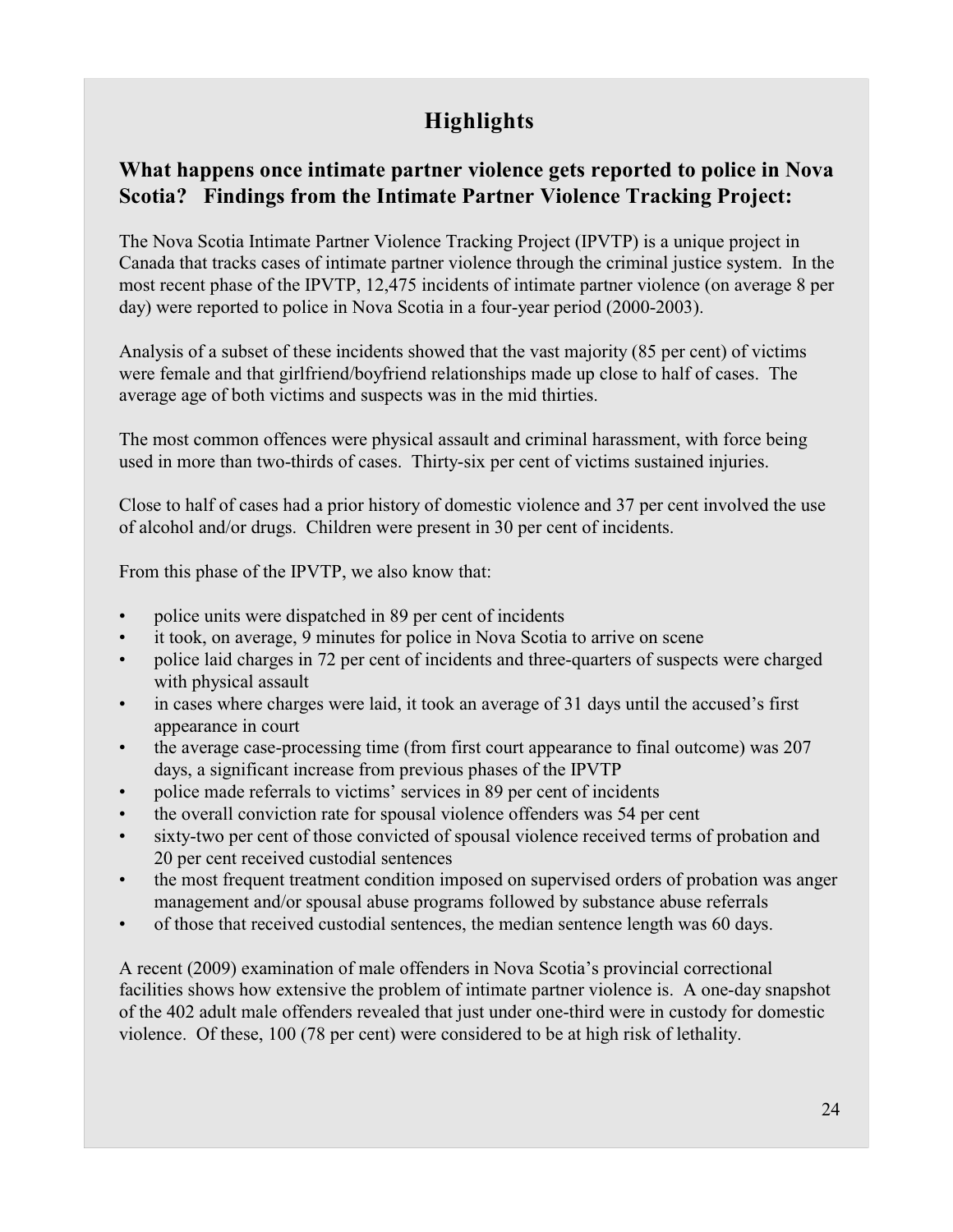# Highlights

## What happens once intimate partner violence gets reported to police in Nova Scotia? Findings from the Intimate Partner Violence Tracking Project:

The Nova Scotia Intimate Partner Violence Tracking Project (IPVTP) is a unique project in Canada that tracks cases of intimate partner violence through the criminal justice system. In the most recent phase of the IPVTP, 12,475 incidents of intimate partner violence (on average 8 per day) were reported to police in Nova Scotia in a four-year period (2000-2003).

Analysis of a subset of these incidents showed that the vast majority (85 per cent) of victims were female and that girlfriend/boyfriend relationships made up close to half of cases. The average age of both victims and suspects was in the mid thirties.

The most common offences were physical assault and criminal harassment, with force being used in more than two-thirds of cases. Thirty-six per cent of victims sustained injuries.

Close to half of cases had a prior history of domestic violence and 37 per cent involved the use of alcohol and/or drugs. Children were present in 30 per cent of incidents.

From this phase of the IPVTP, we also know that:

- police units were dispatched in 89 per cent of incidents
- it took, on average, 9 minutes for police in Nova Scotia to arrive on scene
- police laid charges in 72 per cent of incidents and three-quarters of suspects were charged with physical assault
- in cases where charges were laid, it took an average of 31 days until the accused's first appearance in court
- the average case-processing time (from first court appearance to final outcome) was 207 days, a significant increase from previous phases of the IPVTP
- police made referrals to victims' services in 89 per cent of incidents
- the overall conviction rate for spousal violence offenders was 54 per cent
- sixty-two per cent of those convicted of spousal violence received terms of probation and 20 per cent received custodial sentences
- the most frequent treatment condition imposed on supervised orders of probation was anger management and/or spousal abuse programs followed by substance abuse referrals
- of those that received custodial sentences, the median sentence length was 60 days.

A recent (2009) examination of male offenders in Nova Scotia's provincial correctional facilities shows how extensive the problem of intimate partner violence is. A one-day snapshot of the 402 adult male offenders revealed that just under one-third were in custody for domestic violence. Of these, 100 (78 per cent) were considered to be at high risk of lethality.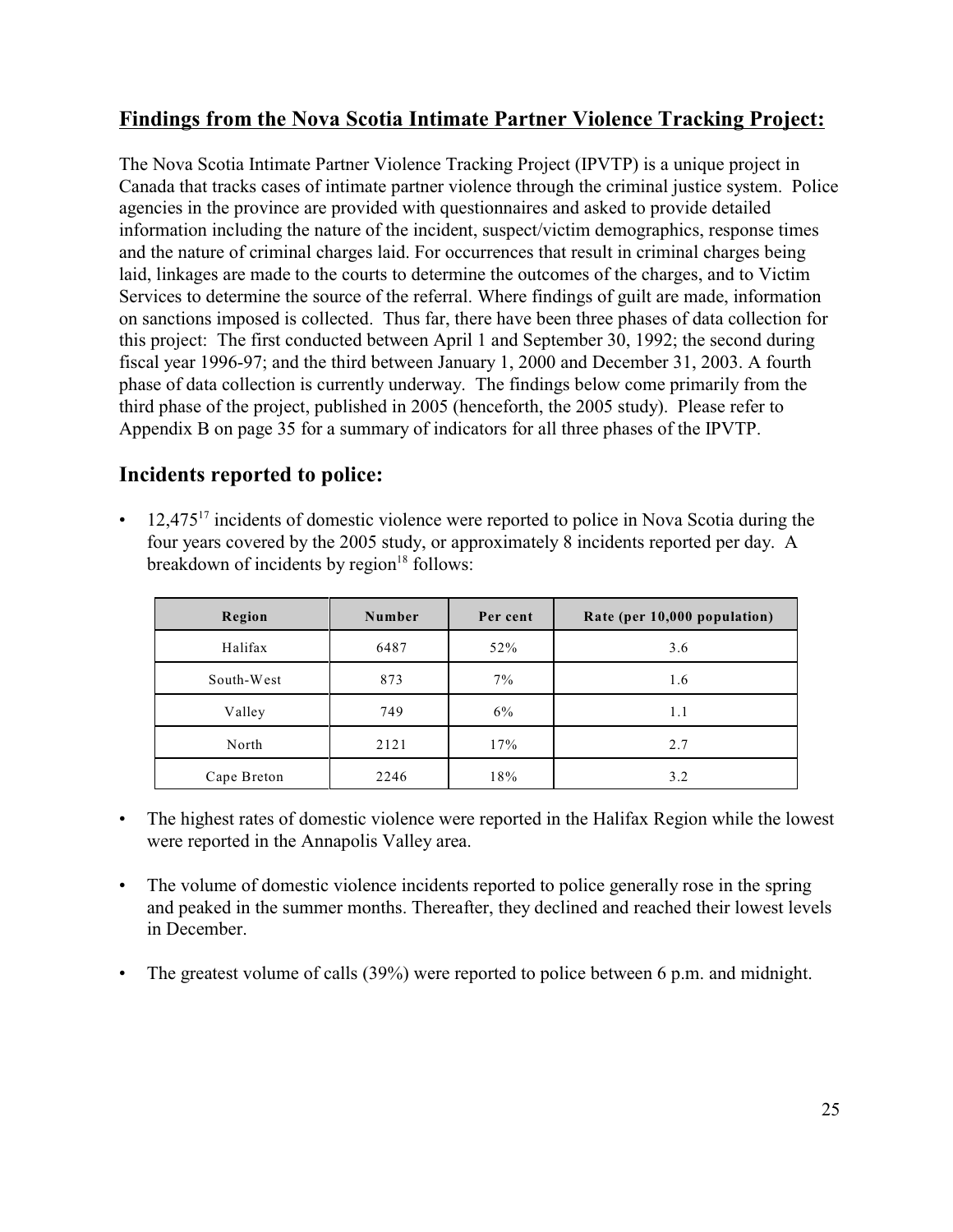## Findings from the Nova Scotia Intimate Partner Violence Tracking Project:

The Nova Scotia Intimate Partner Violence Tracking Project (IPVTP) is a unique project in Canada that tracks cases of intimate partner violence through the criminal justice system. Police agencies in the province are provided with questionnaires and asked to provide detailed information including the nature of the incident, suspect/victim demographics, response times and the nature of criminal charges laid. For occurrences that result in criminal charges being laid, linkages are made to the courts to determine the outcomes of the charges, and to Victim Services to determine the source of the referral. Where findings of guilt are made, information on sanctions imposed is collected. Thus far, there have been three phases of data collection for this project: The first conducted between April 1 and September 30, 1992; the second during fiscal year 1996-97; and the third between January 1, 2000 and December 31, 2003. A fourth phase of data collection is currently underway. The findings below come primarily from the third phase of the project, published in 2005 (henceforth, the 2005 study). Please refer to Appendix B on page 35 for a summary of indicators for all three phases of the IPVTP.

## Incidents reported to police:

- 12,475[17] incidents of domestic violence were reported to police in Nova Scotia during the four years covered by the 2005 study, or approximately 8 incidents reported per day. A breakdown of incidents by region[18] follows:

| Region | Number | Per cent | Rate (per 10,000 population) |
|---|---|---|---|
| Halifax | 6487 | 52% | 3.6 |
| South-West | 873 | 7% | 1.6 |
| Valley | 749 | 6% | 1.1 |
| North | 2121 | 17% | 2.7 |
| Cape Breton | 2246 | 18% | 3.2 |

- The highest rates of domestic violence were reported in the Halifax Region while the lowest were reported in the Annapolis Valley area.

- The volume of domestic violence incidents reported to police generally rose in the spring and peaked in the summer months. Thereafter, they declined and reached their lowest levels in December.

- The greatest volume of calls (39%) were reported to police between 6 p.m. and midnight.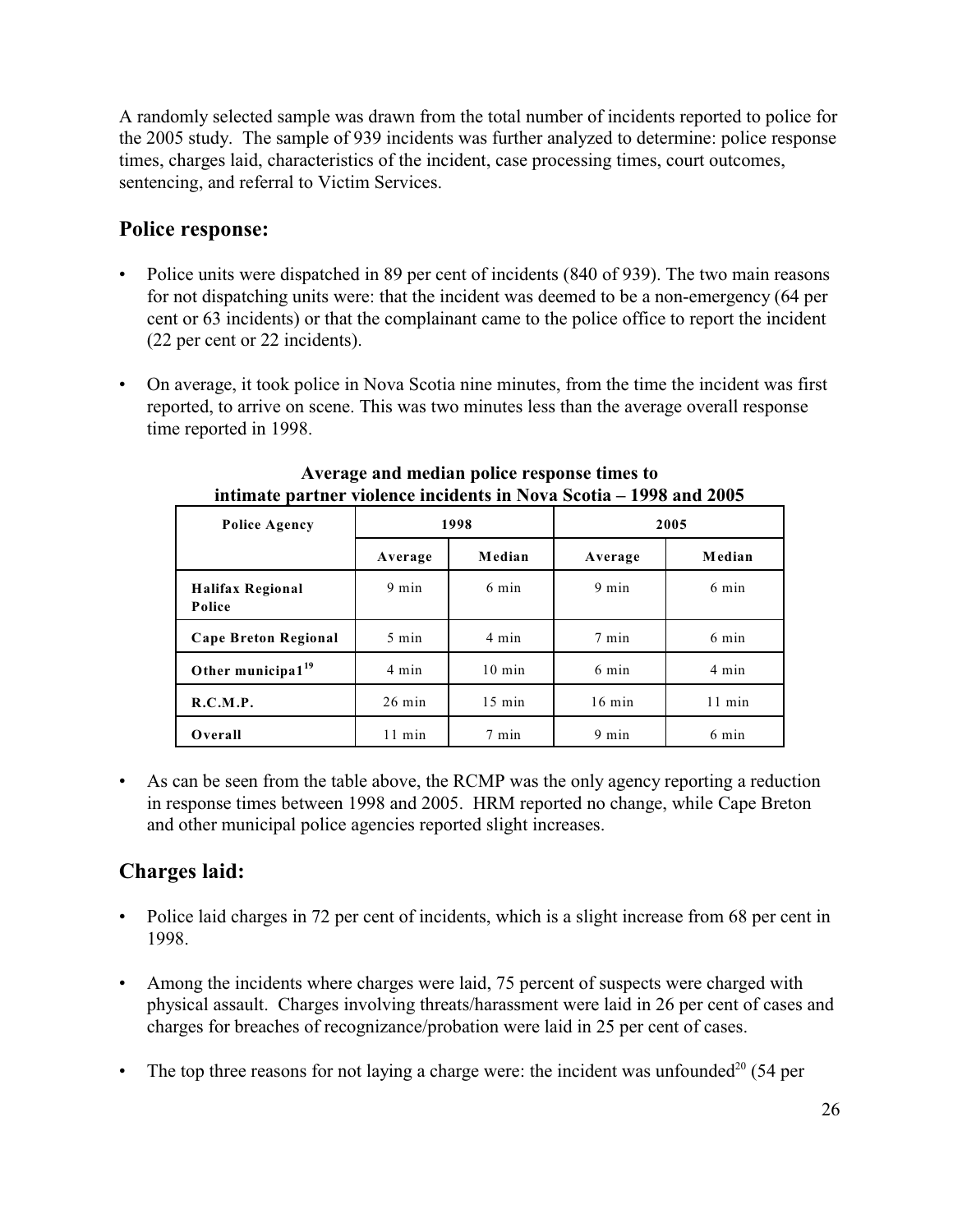A randomly selected sample was drawn from the total number of incidents reported to police for the 2005 study. The sample of 939 incidents was further analyzed to determine: police response times, charges laid, characteristics of the incident, case processing times, court outcomes, sentencing, and referral to Victim Services.

## Police response:

- Police units were dispatched in 89 per cent of incidents (840 of 939). The two main reasons for not dispatching units were: that the incident was deemed to be a non-emergency (64 per cent or 63 incidents) or that the complainant came to the police office to report the incident (22 per cent or 22 incidents).
- On average, it took police in Nova Scotia nine minutes, from the time the incident was first reported, to arrive on scene. This was two minutes less than the average overall response time reported in 1998.

**Average and median police response times to intimate partner violence incidents in Nova Scotia – 1998 and 2005**

| Police Agency | 1998 | | 2005 | |
|---|---|---|---|---|
| | Average | Median | Average | Median |
| Halifax Regional Police | 9 min | 6 min | 9 min | 6 min |
| Cape Breton Regional | 5 min | 4 min | 7 min | 6 min |
| Other municipal[19] | 4 min | 10 min | 6 min | 4 min |
| R.C.M.P. | 26 min | 15 min | 16 min | 11 min |
| Overall | 11 min | 7 min | 9 min | 6 min |

- As can be seen from the table above, the RCMP was the only agency reporting a reduction in response times between 1998 and 2005. HRM reported no change, while Cape Breton and other municipal police agencies reported slight increases.

## Charges laid:

- Police laid charges in 72 per cent of incidents, which is a slight increase from 68 per cent in 1998.
- Among the incidents where charges were laid, 75 percent of suspects were charged with physical assault. Charges involving threats/harassment were laid in 26 per cent of cases and charges for breaches of recognizance/probation were laid in 25 per cent of cases.
- The top three reasons for not laying a charge were: the incident was unfounded[20] (54 per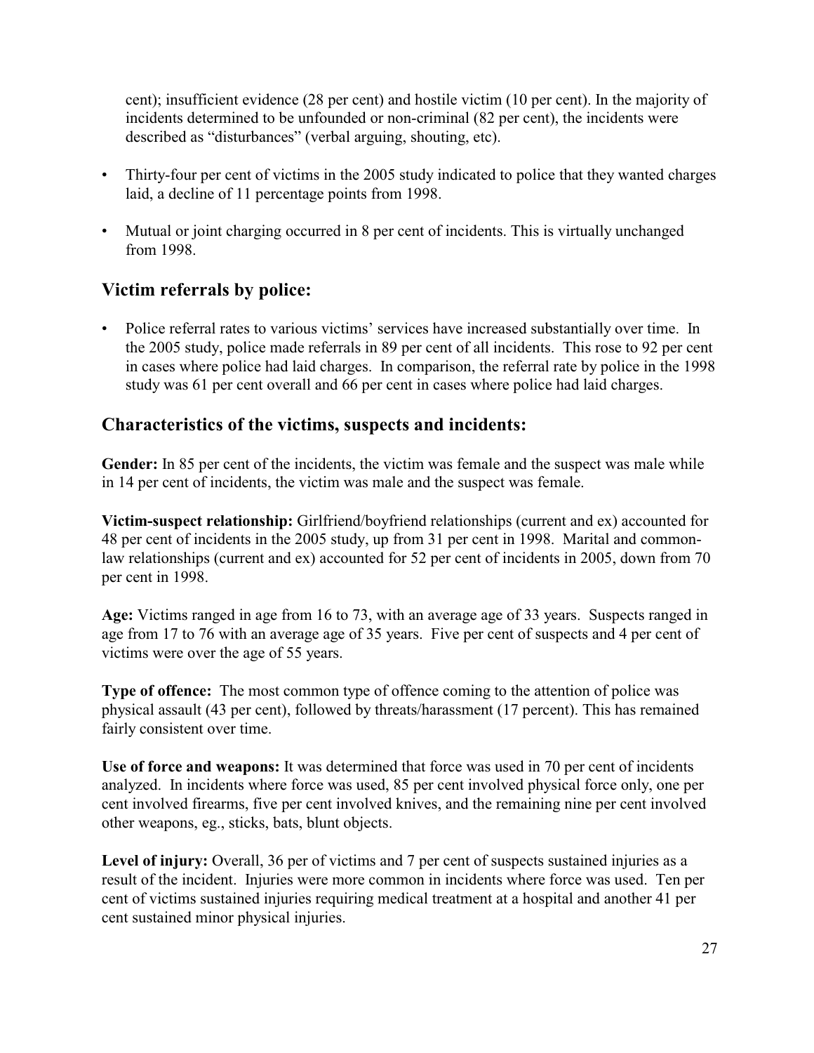cent); insufficient evidence (28 per cent) and hostile victim (10 per cent). In the majority of incidents determined to be unfounded or non-criminal (82 per cent), the incidents were described as "disturbances" (verbal arguing, shouting, etc).

- Thirty-four per cent of victims in the 2005 study indicated to police that they wanted charges laid, a decline of 11 percentage points from 1998.
- Mutual or joint charging occurred in 8 per cent of incidents. This is virtually unchanged from 1998.

## Victim referrals by police:

- Police referral rates to various victims' services have increased substantially over time. In the 2005 study, police made referrals in 89 per cent of all incidents. This rose to 92 per cent in cases where police had laid charges. In comparison, the referral rate by police in the 1998 study was 61 per cent overall and 66 per cent in cases where police had laid charges.

## Characteristics of the victims, suspects and incidents:

**Gender:** In 85 per cent of the incidents, the victim was female and the suspect was male while in 14 per cent of incidents, the victim was male and the suspect was female.

**Victim-suspect relationship:** Girlfriend/boyfriend relationships (current and ex) accounted for 48 per cent of incidents in the 2005 study, up from 31 per cent in 1998. Marital and common-law relationships (current and ex) accounted for 52 per cent of incidents in 2005, down from 70 per cent in 1998.

**Age:** Victims ranged in age from 16 to 73, with an average age of 33 years. Suspects ranged in age from 17 to 76 with an average age of 35 years. Five per cent of suspects and 4 per cent of victims were over the age of 55 years.

**Type of offence:** The most common type of offence coming to the attention of police was physical assault (43 per cent), followed by threats/harassment (17 percent). This has remained fairly consistent over time.

**Use of force and weapons:** It was determined that force was used in 70 per cent of incidents analyzed. In incidents where force was used, 85 per cent involved physical force only, one per cent involved firearms, five per cent involved knives, and the remaining nine per cent involved other weapons, eg., sticks, bats, blunt objects.

**Level of injury:** Overall, 36 per of victims and 7 per cent of suspects sustained injuries as a result of the incident. Injuries were more common in incidents where force was used. Ten per cent of victims sustained injuries requiring medical treatment at a hospital and another 41 per cent sustained minor physical injuries.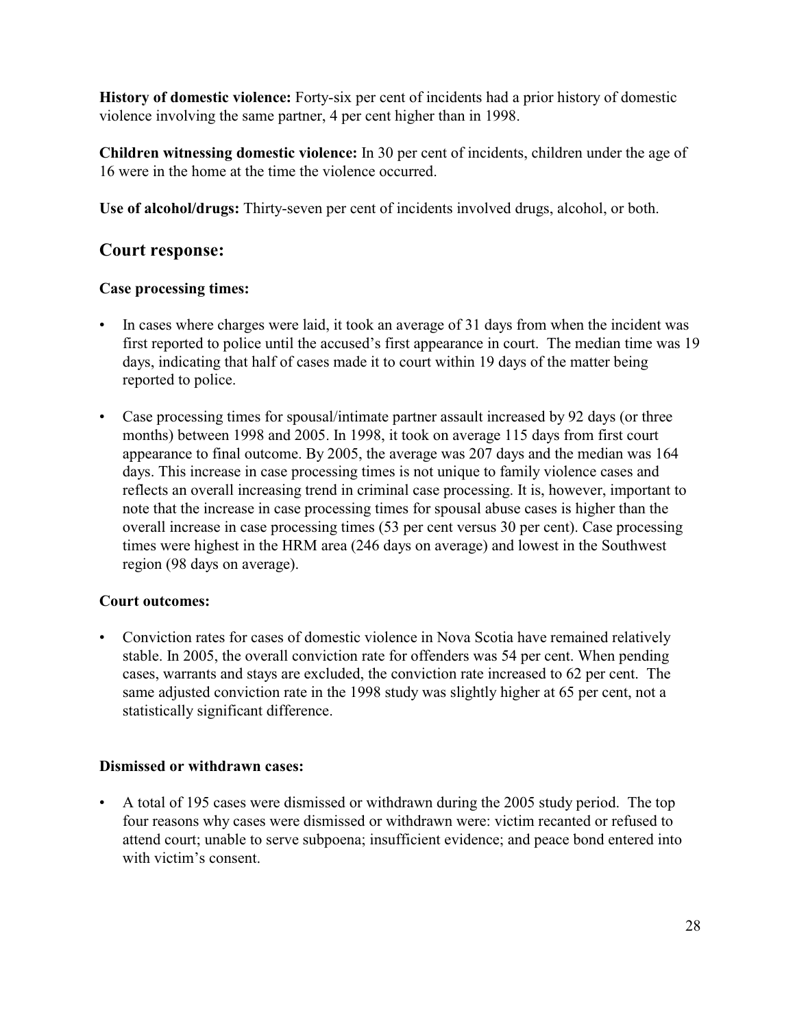**History of domestic violence:** Forty-six per cent of incidents had a prior history of domestic violence involving the same partner, 4 per cent higher than in 1998.

**Children witnessing domestic violence:** In 30 per cent of incidents, children under the age of 16 were in the home at the time the violence occurred.

**Use of alcohol/drugs:** Thirty-seven per cent of incidents involved drugs, alcohol, or both.

## Court response:

### Case processing times:

- In cases where charges were laid, it took an average of 31 days from when the incident was first reported to police until the accused's first appearance in court. The median time was 19 days, indicating that half of cases made it to court within 19 days of the matter being reported to police.
- Case processing times for spousal/intimate partner assault increased by 92 days (or three months) between 1998 and 2005. In 1998, it took on average 115 days from first court appearance to final outcome. By 2005, the average was 207 days and the median was 164 days. This increase in case processing times is not unique to family violence cases and reflects an overall increasing trend in criminal case processing. It is, however, important to note that the increase in case processing times for spousal abuse cases is higher than the overall increase in case processing times (53 per cent versus 30 per cent). Case processing times were highest in the HRM area (246 days on average) and lowest in the Southwest region (98 days on average).

### Court outcomes:

- Conviction rates for cases of domestic violence in Nova Scotia have remained relatively stable. In 2005, the overall conviction rate for offenders was 54 per cent. When pending cases, warrants and stays are excluded, the conviction rate increased to 62 per cent. The same adjusted conviction rate in the 1998 study was slightly higher at 65 per cent, not a statistically significant difference.

### Dismissed or withdrawn cases:

- A total of 195 cases were dismissed or withdrawn during the 2005 study period. The top four reasons why cases were dismissed or withdrawn were: victim recanted or refused to attend court; unable to serve subpoena; insufficient evidence; and peace bond entered into with victim's consent.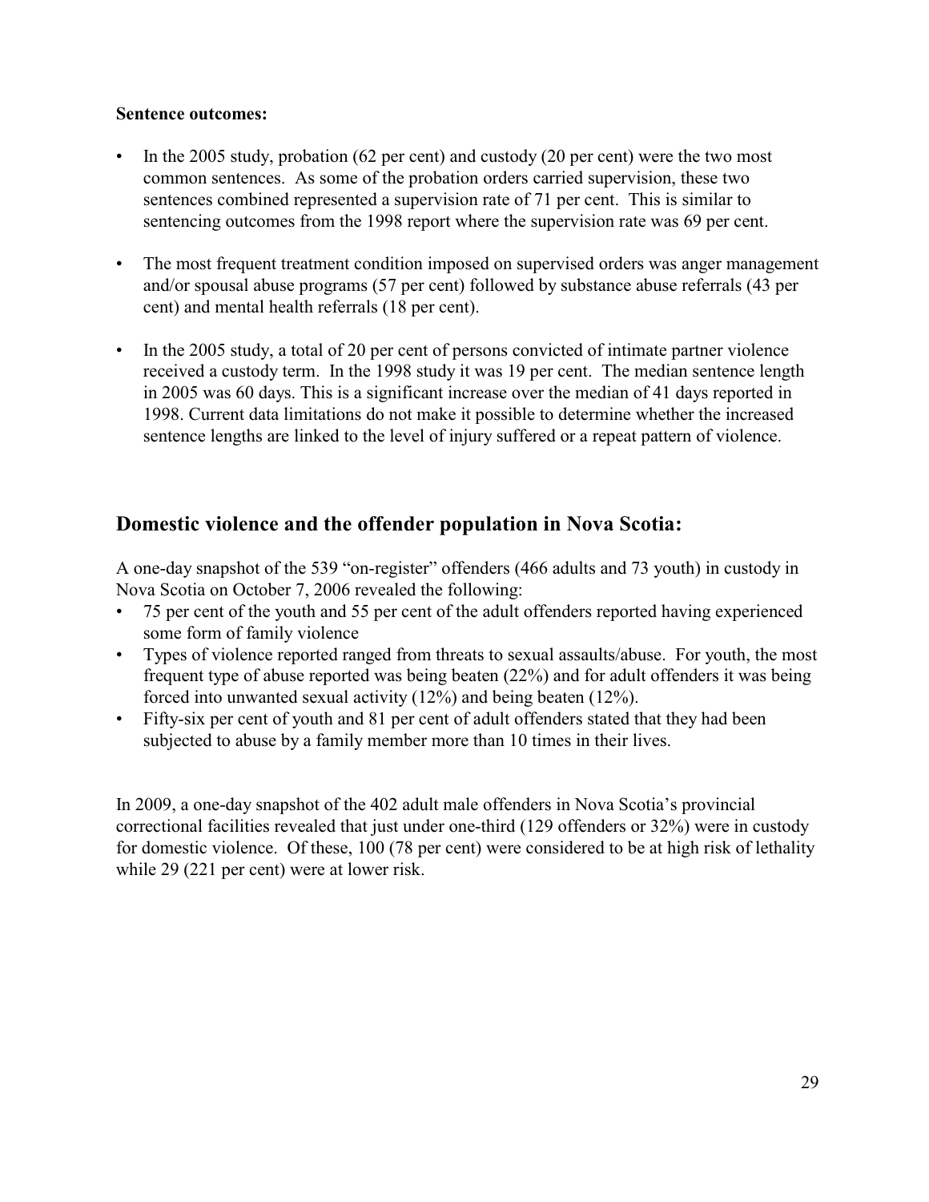**Sentence outcomes:**

- In the 2005 study, probation (62 per cent) and custody (20 per cent) were the two most common sentences. As some of the probation orders carried supervision, these two sentences combined represented a supervision rate of 71 per cent. This is similar to sentencing outcomes from the 1998 report where the supervision rate was 69 per cent.
- The most frequent treatment condition imposed on supervised orders was anger management and/or spousal abuse programs (57 per cent) followed by substance abuse referrals (43 per cent) and mental health referrals (18 per cent).
- In the 2005 study, a total of 20 per cent of persons convicted of intimate partner violence received a custody term. In the 1998 study it was 19 per cent. The median sentence length in 2005 was 60 days. This is a significant increase over the median of 41 days reported in 1998. Current data limitations do not make it possible to determine whether the increased sentence lengths are linked to the level of injury suffered or a repeat pattern of violence.

## Domestic violence and the offender population in Nova Scotia:

A one-day snapshot of the 539 "on-register" offenders (466 adults and 73 youth) in custody in Nova Scotia on October 7, 2006 revealed the following:

- 75 per cent of the youth and 55 per cent of the adult offenders reported having experienced some form of family violence
- Types of violence reported ranged from threats to sexual assaults/abuse. For youth, the most frequent type of abuse reported was being beaten (22%) and for adult offenders it was being forced into unwanted sexual activity (12%) and being beaten (12%).
- Fifty-six per cent of youth and 81 per cent of adult offenders stated that they had been subjected to abuse by a family member more than 10 times in their lives.

In 2009, a one-day snapshot of the 402 adult male offenders in Nova Scotia's provincial correctional facilities revealed that just under one-third (129 offenders or 32%) were in custody for domestic violence. Of these, 100 (78 per cent) were considered to be at high risk of lethality while 29 (221 per cent) were at lower risk.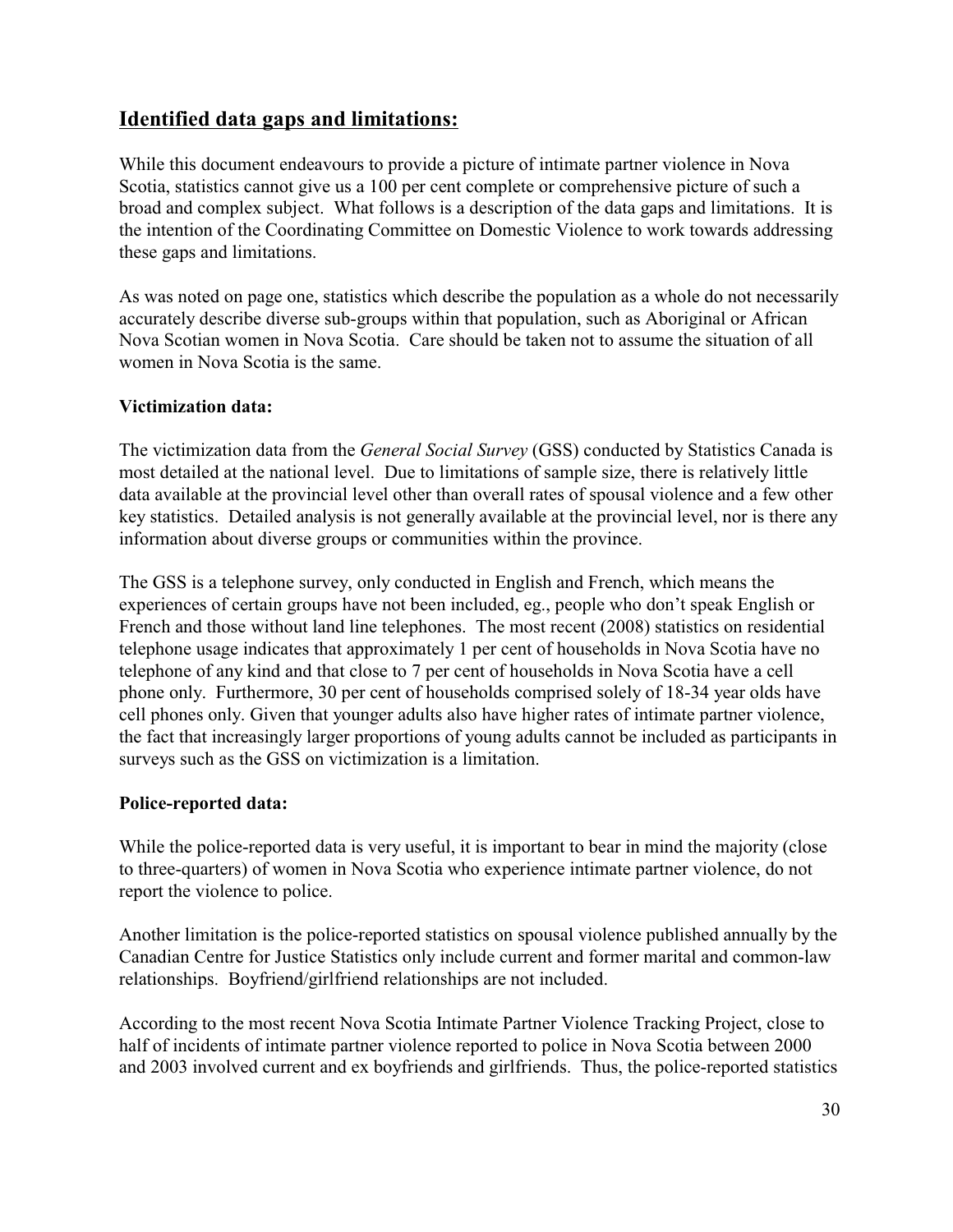## Identified data gaps and limitations:

While this document endeavours to provide a picture of intimate partner violence in Nova Scotia, statistics cannot give us a 100 per cent complete or comprehensive picture of such a broad and complex subject. What follows is a description of the data gaps and limitations. It is the intention of the Coordinating Committee on Domestic Violence to work towards addressing these gaps and limitations.

As was noted on page one, statistics which describe the population as a whole do not necessarily accurately describe diverse sub-groups within that population, such as Aboriginal or African Nova Scotian women in Nova Scotia. Care should be taken not to assume the situation of all women in Nova Scotia is the same.

### Victimization data:

The victimization data from the *General Social Survey* (GSS) conducted by Statistics Canada is most detailed at the national level. Due to limitations of sample size, there is relatively little data available at the provincial level other than overall rates of spousal violence and a few other key statistics. Detailed analysis is not generally available at the provincial level, nor is there any information about diverse groups or communities within the province.

The GSS is a telephone survey, only conducted in English and French, which means the experiences of certain groups have not been included, eg., people who don't speak English or French and those without land line telephones. The most recent (2008) statistics on residential telephone usage indicates that approximately 1 per cent of households in Nova Scotia have no telephone of any kind and that close to 7 per cent of households in Nova Scotia have a cell phone only. Furthermore, 30 per cent of households comprised solely of 18-34 year olds have cell phones only. Given that younger adults also have higher rates of intimate partner violence, the fact that increasingly larger proportions of young adults cannot be included as participants in surveys such as the GSS on victimization is a limitation.

### Police-reported data:

While the police-reported data is very useful, it is important to bear in mind the majority (close to three-quarters) of women in Nova Scotia who experience intimate partner violence, do not report the violence to police.

Another limitation is the police-reported statistics on spousal violence published annually by the Canadian Centre for Justice Statistics only include current and former marital and common-law relationships. Boyfriend/girlfriend relationships are not included.

According to the most recent Nova Scotia Intimate Partner Violence Tracking Project, close to half of incidents of intimate partner violence reported to police in Nova Scotia between 2000 and 2003 involved current and ex boyfriends and girlfriends. Thus, the police-reported statistics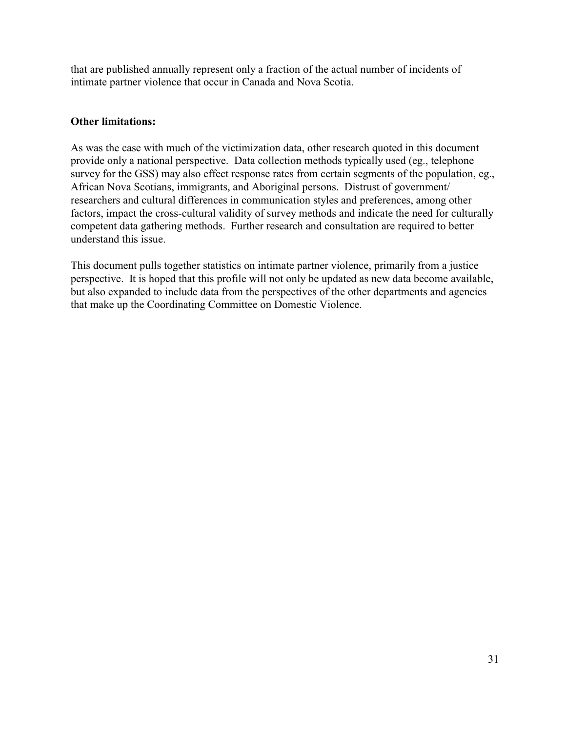that are published annually represent only a fraction of the actual number of incidents of intimate partner violence that occur in Canada and Nova Scotia.

**Other limitations:**

As was the case with much of the victimization data, other research quoted in this document provide only a national perspective. Data collection methods typically used (eg., telephone survey for the GSS) may also effect response rates from certain segments of the population, eg., African Nova Scotians, immigrants, and Aboriginal persons. Distrust of government/ researchers and cultural differences in communication styles and preferences, among other factors, impact the cross-cultural validity of survey methods and indicate the need for culturally competent data gathering methods. Further research and consultation are required to better understand this issue.

This document pulls together statistics on intimate partner violence, primarily from a justice perspective. It is hoped that this profile will not only be updated as new data become available, but also expanded to include data from the perspectives of the other departments and agencies that make up the Coordinating Committee on Domestic Violence.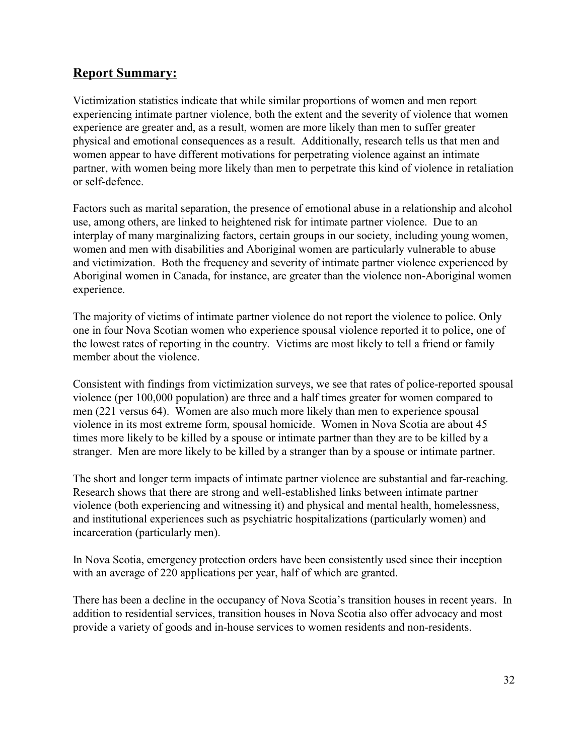## Report Summary:

Victimization statistics indicate that while similar proportions of women and men report experiencing intimate partner violence, both the extent and the severity of violence that women experience are greater and, as a result, women are more likely than men to suffer greater physical and emotional consequences as a result. Additionally, research tells us that men and women appear to have different motivations for perpetrating violence against an intimate partner, with women being more likely than men to perpetrate this kind of violence in retaliation or self-defence.

Factors such as marital separation, the presence of emotional abuse in a relationship and alcohol use, among others, are linked to heightened risk for intimate partner violence. Due to an interplay of many marginalizing factors, certain groups in our society, including young women, women and men with disabilities and Aboriginal women are particularly vulnerable to abuse and victimization. Both the frequency and severity of intimate partner violence experienced by Aboriginal women in Canada, for instance, are greater than the violence non-Aboriginal women experience.

The majority of victims of intimate partner violence do not report the violence to police. Only one in four Nova Scotian women who experience spousal violence reported it to police, one of the lowest rates of reporting in the country. Victims are most likely to tell a friend or family member about the violence.

Consistent with findings from victimization surveys, we see that rates of police-reported spousal violence (per 100,000 population) are three and a half times greater for women compared to men (221 versus 64). Women are also much more likely than men to experience spousal violence in its most extreme form, spousal homicide. Women in Nova Scotia are about 45 times more likely to be killed by a spouse or intimate partner than they are to be killed by a stranger. Men are more likely to be killed by a stranger than by a spouse or intimate partner.

The short and longer term impacts of intimate partner violence are substantial and far-reaching. Research shows that there are strong and well-established links between intimate partner violence (both experiencing and witnessing it) and physical and mental health, homelessness, and institutional experiences such as psychiatric hospitalizations (particularly women) and incarceration (particularly men).

In Nova Scotia, emergency protection orders have been consistently used since their inception with an average of 220 applications per year, half of which are granted.

There has been a decline in the occupancy of Nova Scotia's transition houses in recent years. In addition to residential services, transition houses in Nova Scotia also offer advocacy and most provide a variety of goods and in-house services to women residents and non-residents.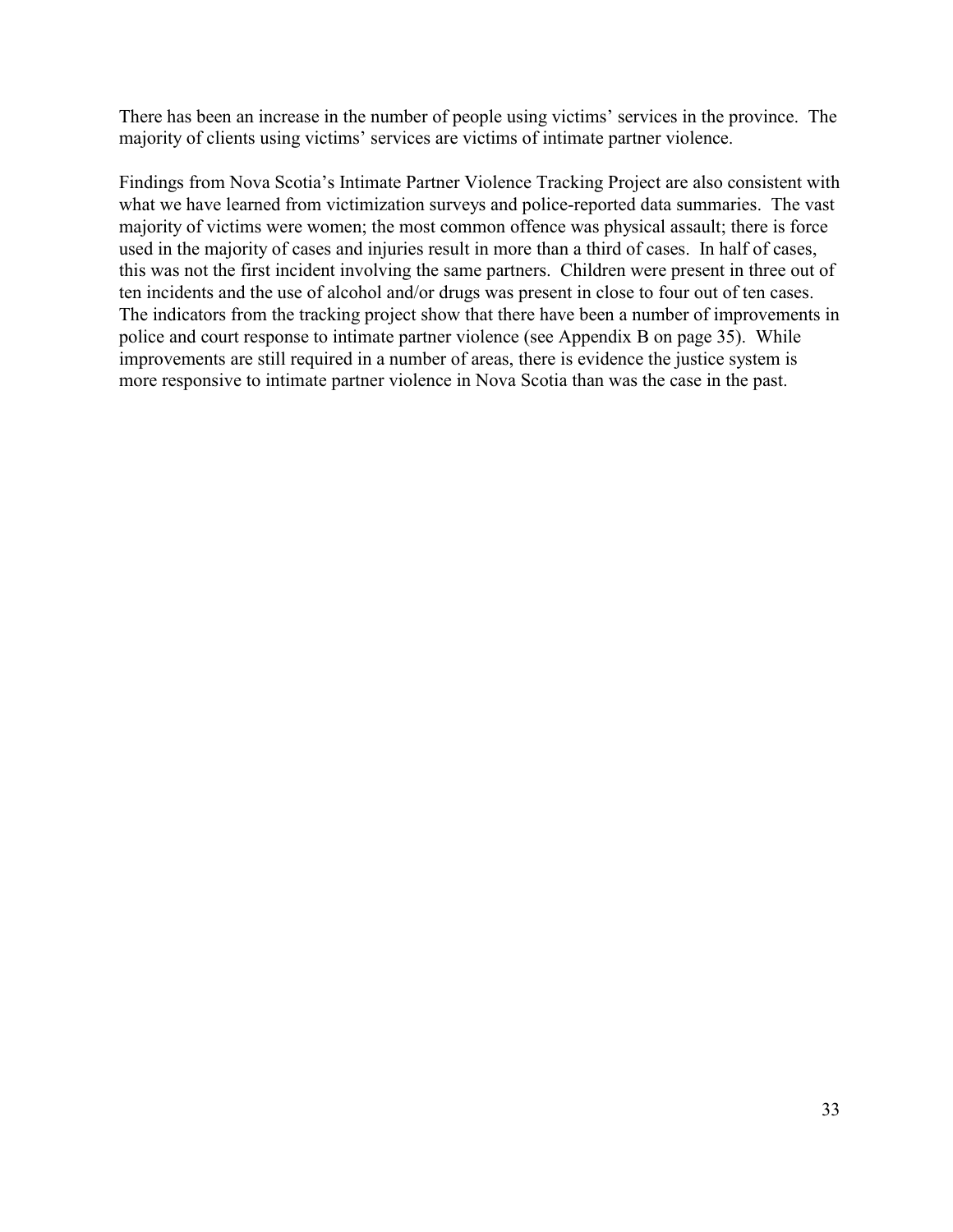There has been an increase in the number of people using victims' services in the province. The majority of clients using victims' services are victims of intimate partner violence.

Findings from Nova Scotia's Intimate Partner Violence Tracking Project are also consistent with what we have learned from victimization surveys and police-reported data summaries. The vast majority of victims were women; the most common offence was physical assault; there is force used in the majority of cases and injuries result in more than a third of cases. In half of cases, this was not the first incident involving the same partners. Children were present in three out of ten incidents and the use of alcohol and/or drugs was present in close to four out of ten cases. The indicators from the tracking project show that there have been a number of improvements in police and court response to intimate partner violence (see Appendix B on page 35). While improvements are still required in a number of areas, there is evidence the justice system is more responsive to intimate partner violence in Nova Scotia than was the case in the past.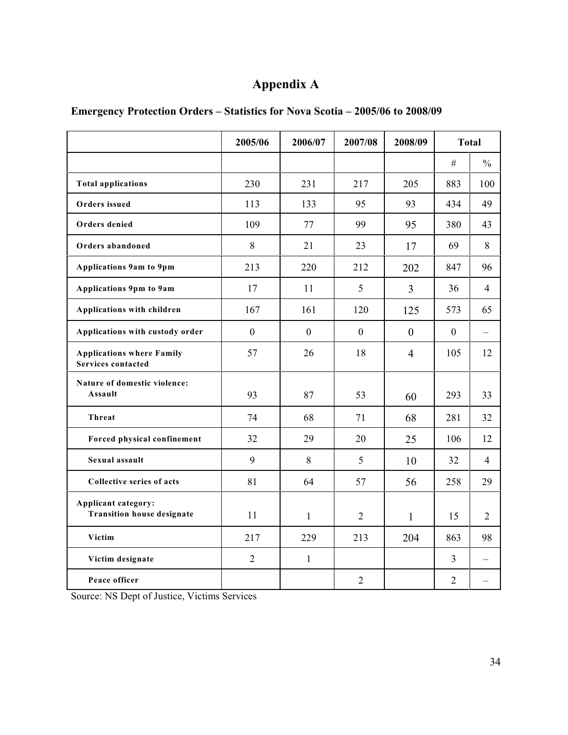# Appendix A

**Emergency Protection Orders – Statistics for Nova Scotia – 2005/06 to 2008/09**

| | 2005/06 | 2006/07 | 2007/08 | 2008/09 | Total | |
|---|---|---|---|---|---|---|
| | | | | | # | % |
| **Total applications** | 230 | 231 | 217 | 205 | 883 | 100 |
| **Orders issued** | 113 | 133 | 95 | 93 | 434 | 49 |
| **Orders denied** | 109 | 77 | 99 | 95 | 380 | 43 |
| **Orders abandoned** | 8 | 21 | 23 | 17 | 69 | 8 |
| **Applications 9am to 9pm** | 213 | 220 | 212 | 202 | 847 | 96 |
| **Applications 9pm to 9am** | 17 | 11 | 5 | 3 | 36 | 4 |
| **Applications with children** | 167 | 161 | 120 | 125 | 573 | 65 |
| **Applications with custody order** | 0 | 0 | 0 | 0 | 0 | – |
| **Applications where Family Services contacted** | 57 | 26 | 18 | 4 | 105 | 12 |
| **Nature of domestic violence: Assault** | 93 | 87 | 53 | 60 | 293 | 33 |
| **Threat** | 74 | 68 | 71 | 68 | 281 | 32 |
| **Forced physical confinement** | 32 | 29 | 20 | 25 | 106 | 12 |
| **Sexual assault** | 9 | 8 | 5 | 10 | 32 | 4 |
| **Collective series of acts** | 81 | 64 | 57 | 56 | 258 | 29 |
| **Applicant category: Transition house designate** | 11 | 1 | 2 | 1 | 15 | 2 |
| **Victim** | 217 | 229 | 213 | 204 | 863 | 98 |
| **Victim designate** | 2 | 1 | | | 3 | – |
| **Peace officer** | | | 2 | | 2 | – |

Source: NS Dept of Justice, Victims Services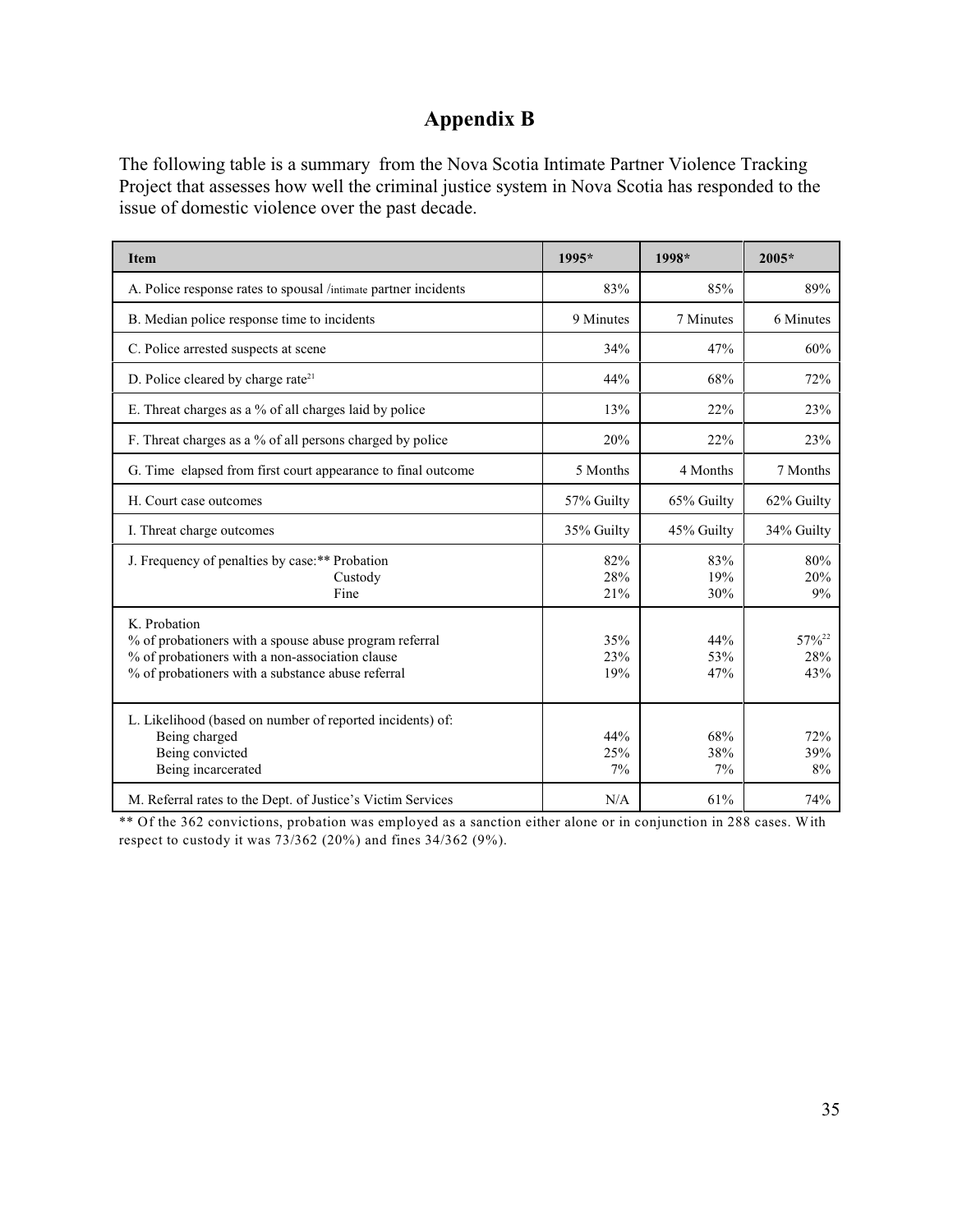# Appendix B

The following table is a summary from the Nova Scotia Intimate Partner Violence Tracking Project that assesses how well the criminal justice system in Nova Scotia has responded to the issue of domestic violence over the past decade.

| Item | 1995* | 1998* | 2005* |
|---|---|---|---|
| A. Police response rates to spousal /intimate partner incidents | 83% | 85% | 89% |
| B. Median police response time to incidents | 9 Minutes | 7 Minutes | 6 Minutes |
| C. Police arrested suspects at scene | 34% | 47% | 60% |
| D. Police cleared by charge rate[21] | 44% | 68% | 72% |
| E. Threat charges as a % of all charges laid by police | 13% | 22% | 23% |
| F. Threat charges as a % of all persons charged by police | 20% | 22% | 23% |
| G. Time elapsed from first court appearance to final outcome | 5 Months | 4 Months | 7 Months |
| H. Court case outcomes | 57% Guilty | 65% Guilty | 62% Guilty |
| I. Threat charge outcomes | 35% Guilty | 45% Guilty | 34% Guilty |
| J. Frequency of penalties by case:** Probation | 82% | 83% | 80% |
| Custody | 28% | 19% | 20% |
| Fine | 21% | 30% | 9% |
| K. Probation | | | |
| % of probationers with a spouse abuse program referral | 35% | 44% | 57%[22] |
| % of probationers with a non-association clause | 23% | 53% | 28% |
| % of probationers with a substance abuse referral | 19% | 47% | 43% |
| L. Likelihood (based on number of reported incidents) of: | | | |
| Being charged | 44% | 68% | 72% |
| Being convicted | 25% | 38% | 39% |
| Being incarcerated | 7% | 7% | 8% |
| M. Referral rates to the Dept. of Justice's Victim Services | N/A | 61% | 74% |

** Of the 362 convictions, probation was employed as a sanction either alone or in conjunction in 288 cases. With respect to custody it was 73/362 (20%) and fines 34/362 (9%).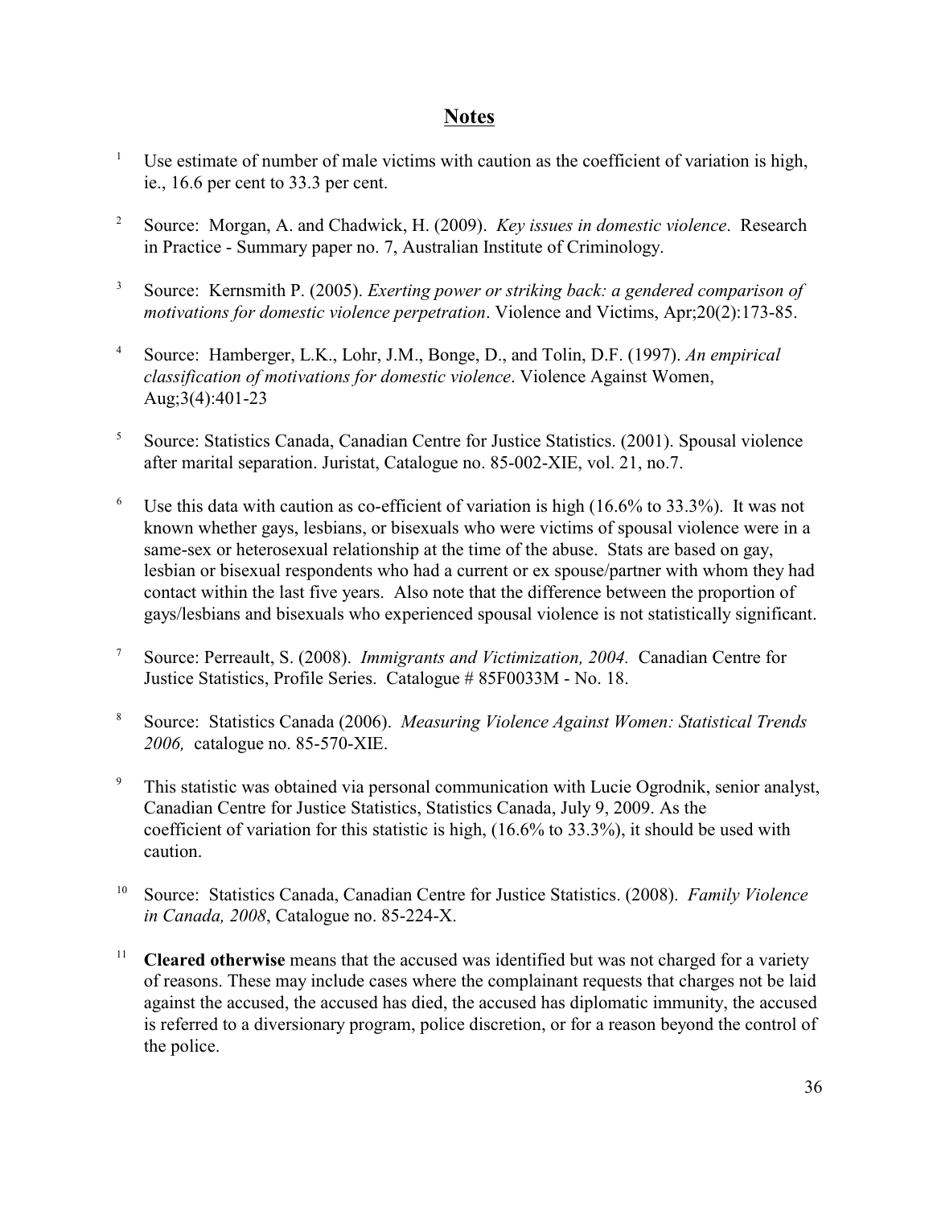## Notes

[1] Use estimate of number of male victims with caution as the coefficient of variation is high, ie., 16.6 per cent to 33.3 per cent.

[2] Source: Morgan, A. and Chadwick, H. (2009). *Key issues in domestic violence*. Research in Practice - Summary paper no. 7, Australian Institute of Criminology.

[3] Source: Kernsmith P. (2005). *Exerting power or striking back: a gendered comparison of motivations for domestic violence perpetration*. Violence and Victims, Apr;20(2):173-85.

[4] Source: Hamberger, L.K., Lohr, J.M., Bonge, D., and Tolin, D.F. (1997). *An empirical classification of motivations for domestic violence*. Violence Against Women, Aug;3(4):401-23

[5] Source: Statistics Canada, Canadian Centre for Justice Statistics. (2001). Spousal violence after marital separation. Juristat, Catalogue no. 85-002-XIE, vol. 21, no.7.

[6] Use this data with caution as co-efficient of variation is high (16.6% to 33.3%). It was not known whether gays, lesbians, or bisexuals who were victims of spousal violence were in a same-sex or heterosexual relationship at the time of the abuse. Stats are based on gay, lesbian or bisexual respondents who had a current or ex spouse/partner with whom they had contact within the last five years. Also note that the difference between the proportion of gays/lesbians and bisexuals who experienced spousal violence is not statistically significant.

[7] Source: Perreault, S. (2008). *Immigrants and Victimization, 2004.* Canadian Centre for Justice Statistics, Profile Series. Catalogue # 85F0033M - No. 18.

[8] Source: Statistics Canada (2006). *Measuring Violence Against Women: Statistical Trends 2006,* catalogue no. 85-570-XIE.

[9] This statistic was obtained via personal communication with Lucie Ogrodnik, senior analyst, Canadian Centre for Justice Statistics, Statistics Canada, July 9, 2009. As the coefficient of variation for this statistic is high, (16.6% to 33.3%), it should be used with caution.

[10] Source: Statistics Canada, Canadian Centre for Justice Statistics. (2008). *Family Violence in Canada, 2008*, Catalogue no. 85-224-X.

[11] **Cleared otherwise** means that the accused was identified but was not charged for a variety of reasons. These may include cases where the complainant requests that charges not be laid against the accused, the accused has died, the accused has diplomatic immunity, the accused is referred to a diversionary program, police discretion, or for a reason beyond the control of the police.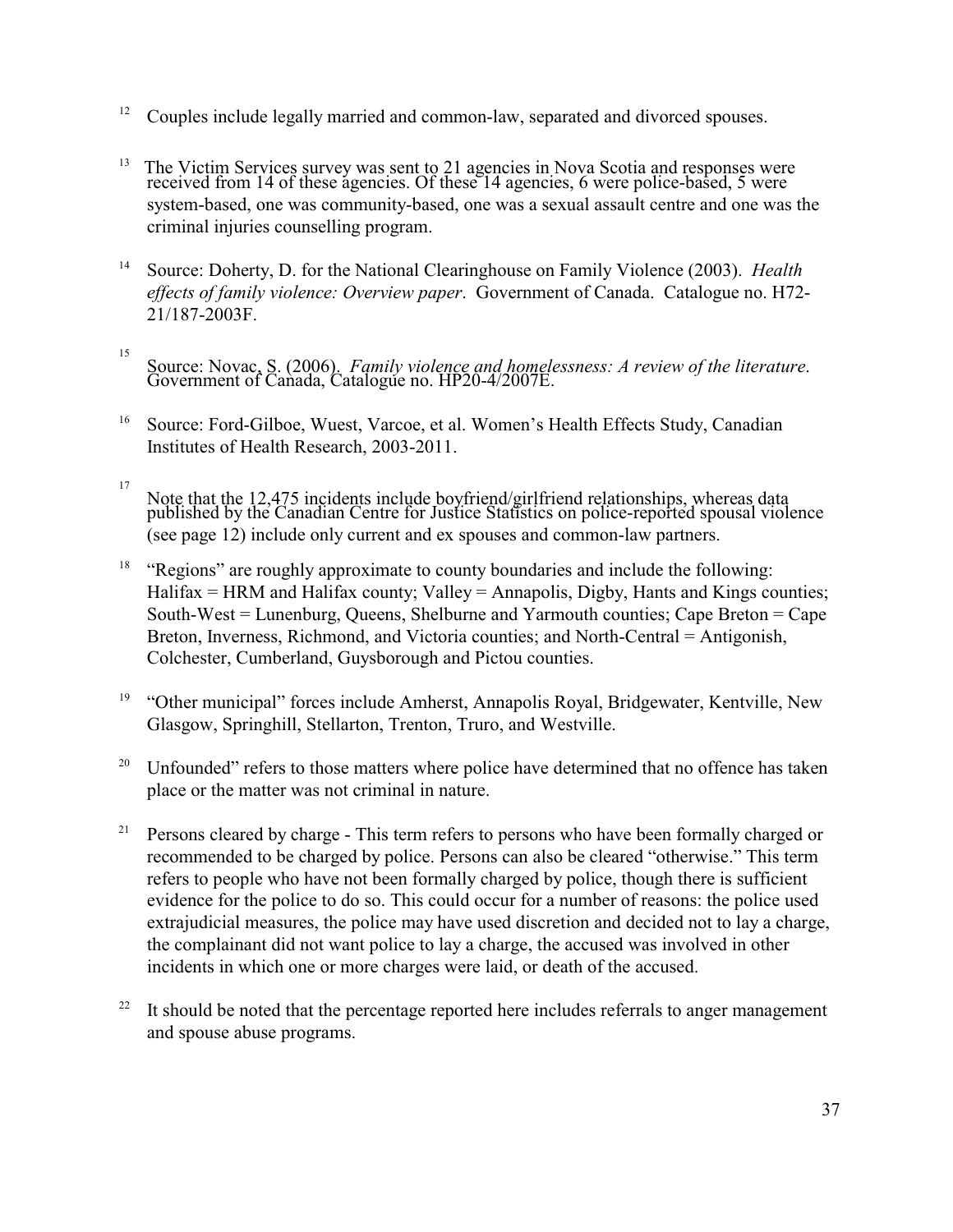[12] Couples include legally married and common-law, separated and divorced spouses.

[13] The Victim Services survey was sent to 21 agencies in Nova Scotia and responses were received from 14 of these agencies. Of these 14 agencies, 6 were police-based, 5 were system-based, one was community-based, one was a sexual assault centre and one was the criminal injuries counselling program.

[14] Source: Doherty, D. for the National Clearinghouse on Family Violence (2003). *Health effects of family violence: Overview paper*. Government of Canada. Catalogue no. H72-21/187-2003F.

[15] Source: Novac, S. (2006). *Family violence and homelessness: A review of the literature*. Government of Canada, Catalogue no. HP20-4/2007E.

[16] Source: Ford-Gilboe, Wuest, Varcoe, et al. Women's Health Effects Study, Canadian Institutes of Health Research, 2003-2011.

[17] Note that the 12,475 incidents include boyfriend/girlfriend relationships, whereas data published by the Canadian Centre for Justice Statistics on police-reported spousal violence (see page 12) include only current and ex spouses and common-law partners.

[18] "Regions" are roughly approximate to county boundaries and include the following: Halifax = HRM and Halifax county; Valley = Annapolis, Digby, Hants and Kings counties; South-West = Lunenburg, Queens, Shelburne and Yarmouth counties; Cape Breton = Cape Breton, Inverness, Richmond, and Victoria counties; and North-Central = Antigonish, Colchester, Cumberland, Guysborough and Pictou counties.

[19] "Other municipal" forces include Amherst, Annapolis Royal, Bridgewater, Kentville, New Glasgow, Springhill, Stellarton, Trenton, Truro, and Westville.

[20] Unfounded" refers to those matters where police have determined that no offence has taken place or the matter was not criminal in nature.

[21] Persons cleared by charge - This term refers to persons who have been formally charged or recommended to be charged by police. Persons can also be cleared "otherwise." This term refers to people who have not been formally charged by police, though there is sufficient evidence for the police to do so. This could occur for a number of reasons: the police used extrajudicial measures, the police may have used discretion and decided not to lay a charge, the complainant did not want police to lay a charge, the accused was involved in other incidents in which one or more charges were laid, or death of the accused.

[22] It should be noted that the percentage reported here includes referrals to anger management and spouse abuse programs.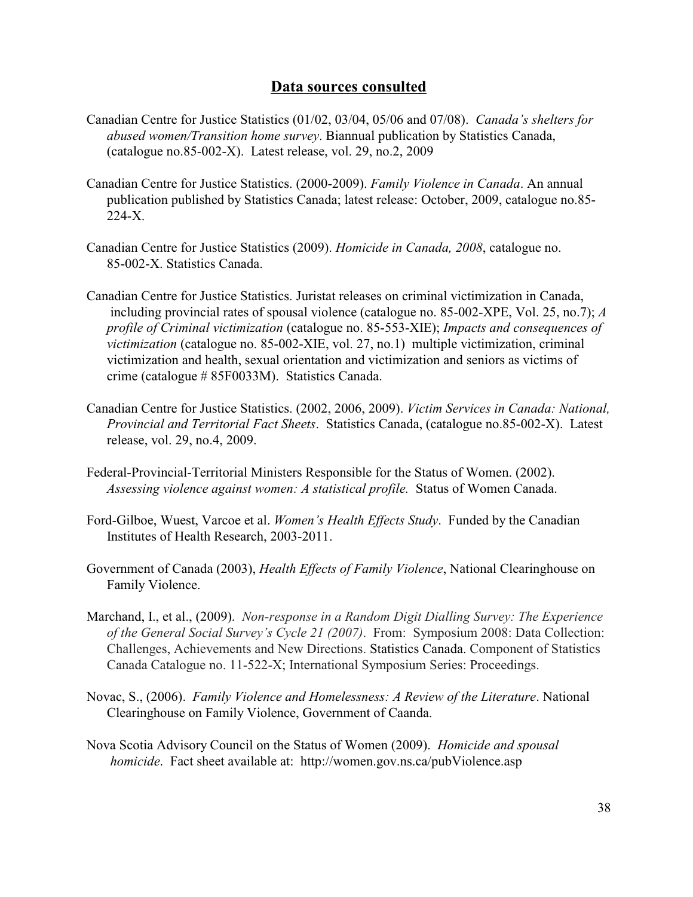## Data sources consulted

Canadian Centre for Justice Statistics (01/02, 03/04, 05/06 and 07/08). *Canada's shelters for abused women/Transition home survey*. Biannual publication by Statistics Canada, (catalogue no.85-002-X). Latest release, vol. 29, no.2, 2009

Canadian Centre for Justice Statistics. (2000-2009). *Family Violence in Canada*. An annual publication published by Statistics Canada; latest release: October, 2009, catalogue no.85-224-X.

Canadian Centre for Justice Statistics (2009). *Homicide in Canada, 2008*, catalogue no. 85-002-X. Statistics Canada.

Canadian Centre for Justice Statistics. Juristat releases on criminal victimization in Canada, including provincial rates of spousal violence (catalogue no. 85-002-XPE, Vol. 25, no.7); *A profile of Criminal victimization* (catalogue no. 85-553-XIE); *Impacts and consequences of victimization* (catalogue no. 85-002-XIE, vol. 27, no.1) multiple victimization, criminal victimization and health, sexual orientation and victimization and seniors as victims of crime (catalogue # 85F0033M). Statistics Canada.

Canadian Centre for Justice Statistics. (2002, 2006, 2009). *Victim Services in Canada: National, Provincial and Territorial Fact Sheets*. Statistics Canada, (catalogue no.85-002-X). Latest release, vol. 29, no.4, 2009.

Federal-Provincial-Territorial Ministers Responsible for the Status of Women. (2002). *Assessing violence against women: A statistical profile.* Status of Women Canada.

Ford-Gilboe, Wuest, Varcoe et al. *Women's Health Effects Study*. Funded by the Canadian Institutes of Health Research, 2003-2011.

Government of Canada (2003), *Health Effects of Family Violence*, National Clearinghouse on Family Violence.

Marchand, I., et al., (2009). *Non-response in a Random Digit Dialling Survey: The Experience of the General Social Survey's Cycle 21 (2007)*. From: Symposium 2008: Data Collection: Challenges, Achievements and New Directions. Statistics Canada. Component of Statistics Canada Catalogue no. 11-522-X; International Symposium Series: Proceedings.

Novac, S., (2006). *Family Violence and Homelessness: A Review of the Literature*. National Clearinghouse on Family Violence, Government of Caanda.

Nova Scotia Advisory Council on the Status of Women (2009). *Homicide and spousal homicide*. Fact sheet available at: http://women.gov.ns.ca/pubViolence.asp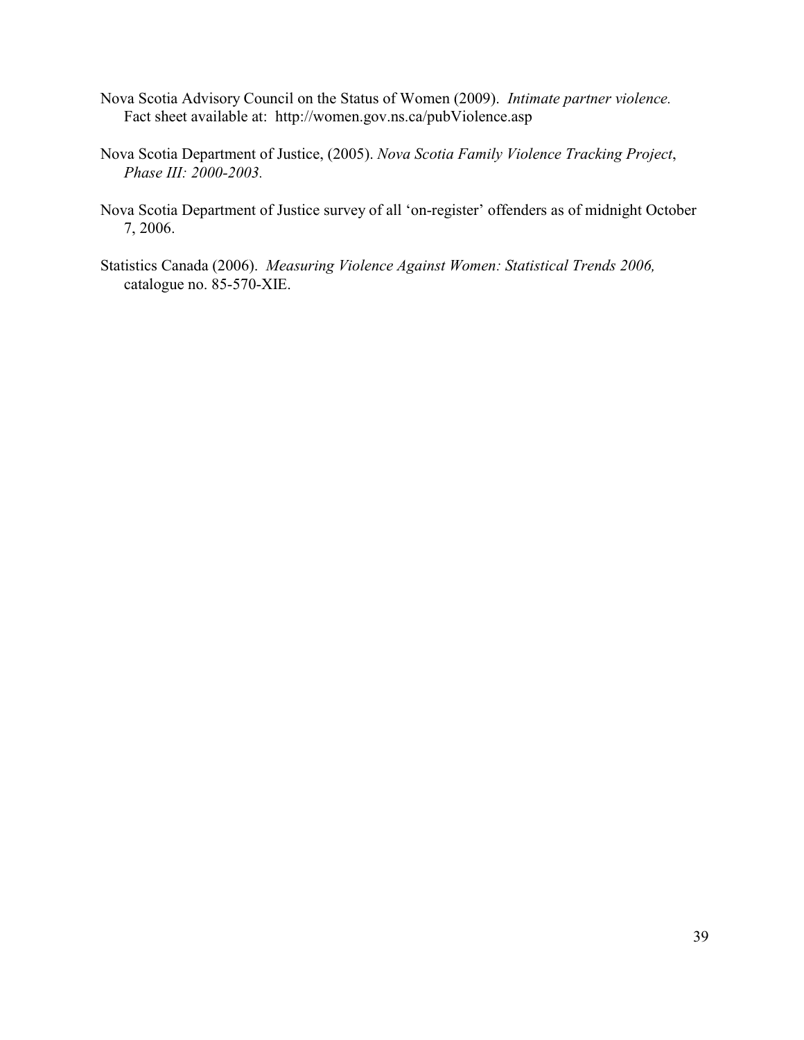Nova Scotia Advisory Council on the Status of Women (2009). *Intimate partner violence.* Fact sheet available at: http://women.gov.ns.ca/pubViolence.asp

Nova Scotia Department of Justice, (2005). *Nova Scotia Family Violence Tracking Project, Phase III: 2000-2003.*

Nova Scotia Department of Justice survey of all 'on-register' offenders as of midnight October 7, 2006.

Statistics Canada (2006). *Measuring Violence Against Women: Statistical Trends 2006,* catalogue no. 85-570-XIE.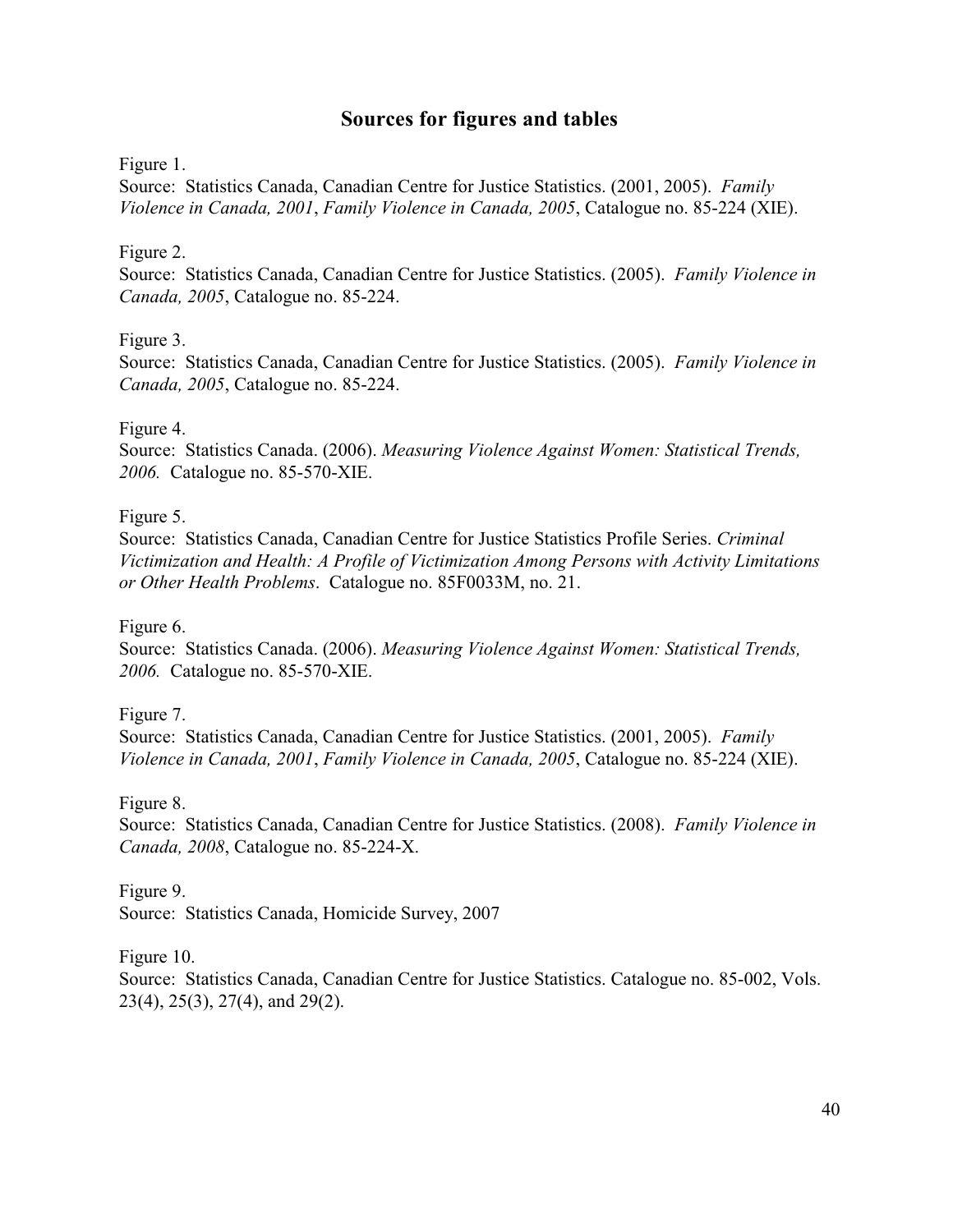## Sources for figures and tables

Figure 1.
Source: Statistics Canada, Canadian Centre for Justice Statistics. (2001, 2005). *Family Violence in Canada, 2001*, *Family Violence in Canada, 2005*, Catalogue no. 85-224 (XIE).

Figure 2.
Source: Statistics Canada, Canadian Centre for Justice Statistics. (2005). *Family Violence in Canada, 2005*, Catalogue no. 85-224.

Figure 3.
Source: Statistics Canada, Canadian Centre for Justice Statistics. (2005). *Family Violence in Canada, 2005*, Catalogue no. 85-224.

Figure 4.
Source: Statistics Canada. (2006). *Measuring Violence Against Women: Statistical Trends, 2006.* Catalogue no. 85-570-XIE.

Figure 5.
Source: Statistics Canada, Canadian Centre for Justice Statistics Profile Series. *Criminal Victimization and Health: A Profile of Victimization Among Persons with Activity Limitations or Other Health Problems*. Catalogue no. 85F0033M, no. 21.

Figure 6.
Source: Statistics Canada. (2006). *Measuring Violence Against Women: Statistical Trends, 2006.* Catalogue no. 85-570-XIE.

Figure 7.
Source: Statistics Canada, Canadian Centre for Justice Statistics. (2001, 2005). *Family Violence in Canada, 2001*, *Family Violence in Canada, 2005*, Catalogue no. 85-224 (XIE).

Figure 8.
Source: Statistics Canada, Canadian Centre for Justice Statistics. (2008). *Family Violence in Canada, 2008*, Catalogue no. 85-224-X.

Figure 9.
Source: Statistics Canada, Homicide Survey, 2007

Figure 10.
Source: Statistics Canada, Canadian Centre for Justice Statistics. Catalogue no. 85-002, Vols. 23(4), 25(3), 27(4), and 29(2).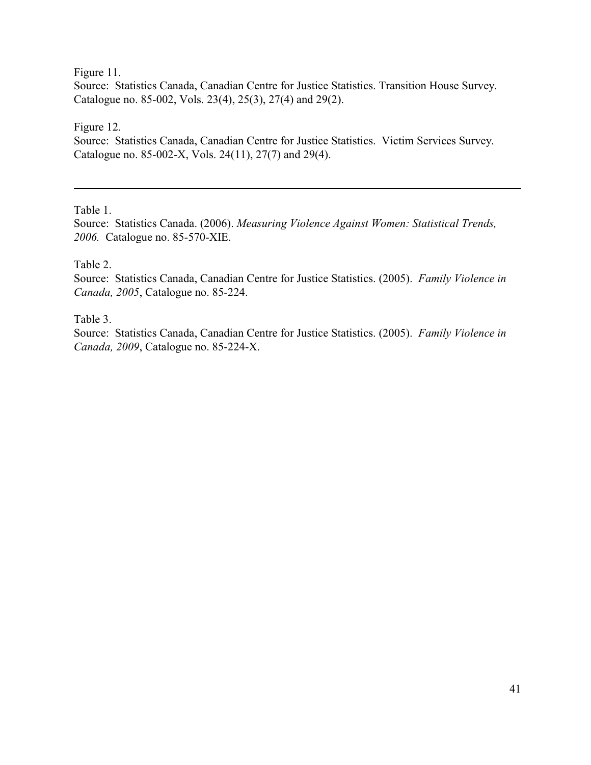Figure 11.
Source: Statistics Canada, Canadian Centre for Justice Statistics. Transition House Survey. Catalogue no. 85-002, Vols. 23(4), 25(3), 27(4) and 29(2).

Figure 12.
Source: Statistics Canada, Canadian Centre for Justice Statistics. Victim Services Survey. Catalogue no. 85-002-X, Vols. 24(11), 27(7) and 29(4).

---

Table 1.
Source: Statistics Canada. (2006). *Measuring Violence Against Women: Statistical Trends, 2006.* Catalogue no. 85-570-XIE.

Table 2.
Source: Statistics Canada, Canadian Centre for Justice Statistics. (2005). *Family Violence in Canada, 2005*, Catalogue no. 85-224.

Table 3.
Source: Statistics Canada, Canadian Centre for Justice Statistics. (2005). *Family Violence in Canada, 2009*, Catalogue no. 85-224-X.